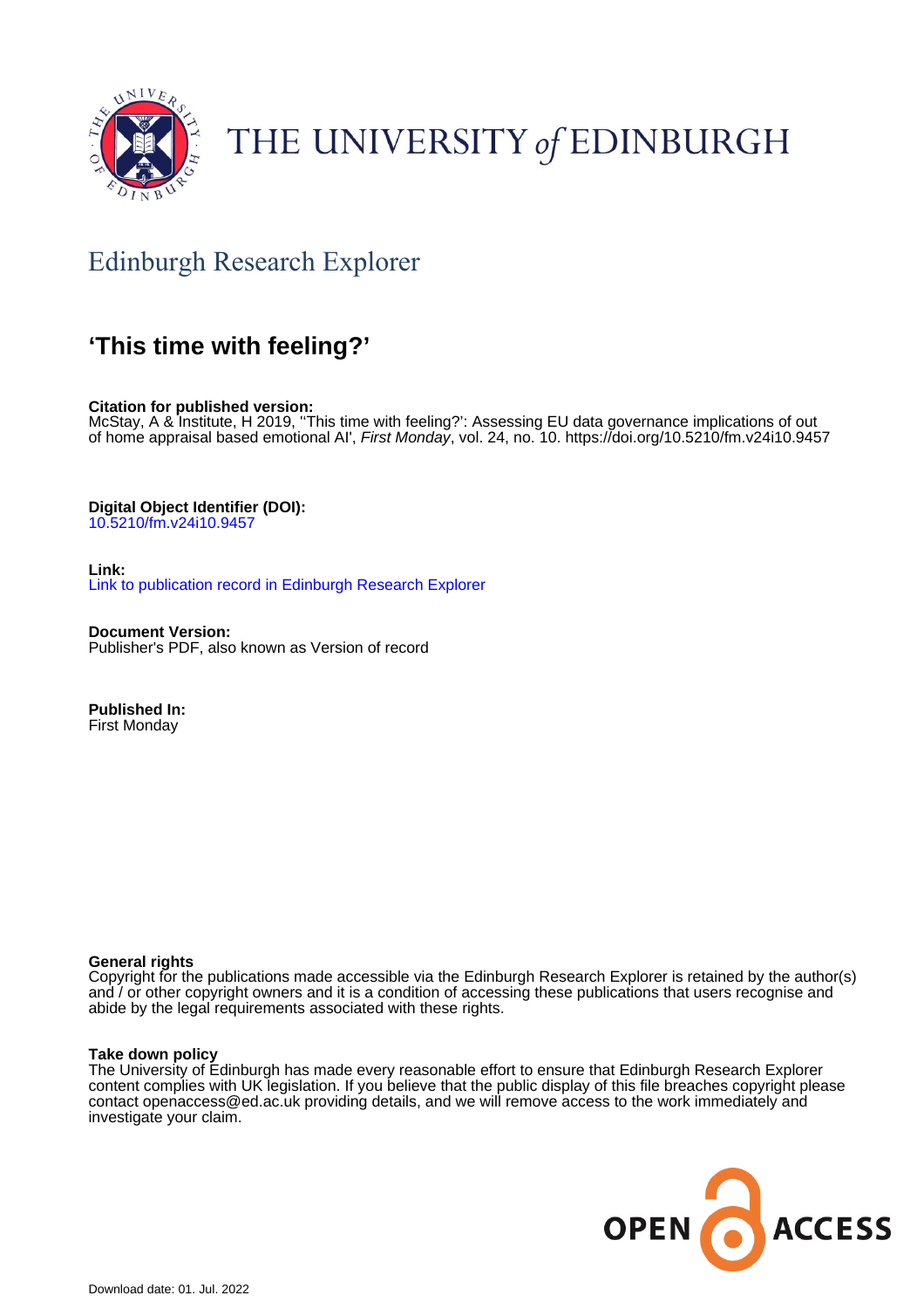THE UNIVERSITY of EDINBURGH

## Edinburgh Research Explorer

# 'This time with feeling?'

**Citation for published version:**
McStay, A & Institute, H 2019, ''This time with feeling?': Assessing EU data governance implications of out of home appraisal based emotional AI', *First Monday*, vol. 24, no. 10. https://doi.org/10.5210/fm.v24i10.9457

**Digital Object Identifier (DOI):**
10.5210/fm.v24i10.9457

**Link:**
Link to publication record in Edinburgh Research Explorer

**Document Version:**
Publisher's PDF, also known as Version of record

**Published In:**
First Monday

**General rights**
Copyright for the publications made accessible via the Edinburgh Research Explorer is retained by the author(s) and / or other copyright owners and it is a condition of accessing these publications that users recognise and abide by the legal requirements associated with these rights.

**Take down policy**
The University of Edinburgh has made every reasonable effort to ensure that Edinburgh Research Explorer content complies with UK legislation. If you believe that the public display of this file breaches copyright please contact openaccess@ed.ac.uk providing details, and we will remove access to the work immediately and investigate your claim.

OPEN ACCESS

Download date: 01. Jul. 2022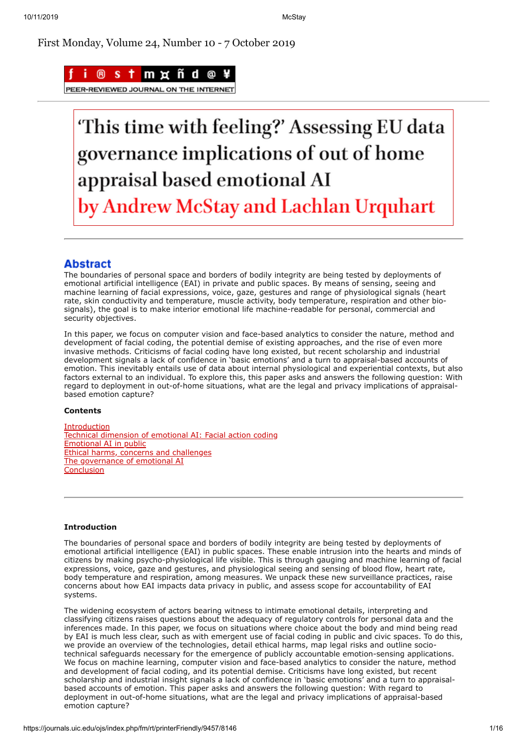First Monday, Volume 24, Number 10 - 7 October 2019

f i ® s t m ¤ ñ d @ ¥

PEER-REVIEWED JOURNAL ON THE INTERNET

# 'This time with feeling?' Assessing EU data governance implications of out of home appraisal based emotional AI

## by Andrew McStay and Lachlan Urquhart

## Abstract

The boundaries of personal space and borders of bodily integrity are being tested by deployments of emotional artificial intelligence (EAI) in private and public spaces. By means of sensing, seeing and machine learning of facial expressions, voice, gaze, gestures and range of physiological signals (heart rate, skin conductivity and temperature, muscle activity, body temperature, respiration and other bio-signals), the goal is to make interior emotional life machine-readable for personal, commercial and security objectives.

In this paper, we focus on computer vision and face-based analytics to consider the nature, method and development of facial coding, the potential demise of existing approaches, and the rise of even more invasive methods. Criticisms of facial coding have long existed, but recent scholarship and industrial development signals a lack of confidence in 'basic emotions' and a turn to appraisal-based accounts of emotion. This inevitably entails use of data about internal physiological and experiential contexts, but also factors external to an individual. To explore this, this paper asks and answers the following question: With regard to deployment in out-of-home situations, what are the legal and privacy implications of appraisal-based emotion capture?

**Contents**

Introduction
Technical dimension of emotional AI: Facial action coding
Emotional AI in public
Ethical harms, concerns and challenges
The governance of emotional AI
Conclusion

---

**Introduction**

The boundaries of personal space and borders of bodily integrity are being tested by deployments of emotional artificial intelligence (EAI) in public spaces. These enable intrusion into the hearts and minds of citizens by making psycho-physiological life visible. This is through gauging and machine learning of facial expressions, voice, gaze and gestures, and physiological seeing and sensing of blood flow, heart rate, body temperature and respiration, among measures. We unpack these new surveillance practices, raise concerns about how EAI impacts data privacy in public, and assess scope for accountability of EAI systems.

The widening ecosystem of actors bearing witness to intimate emotional details, interpreting and classifying citizens raises questions about the adequacy of regulatory controls for personal data and the inferences made. In this paper, we focus on situations where choice about the body and mind being read by EAI is much less clear, such as with emergent use of facial coding in public and civic spaces. To do this, we provide an overview of the technologies, detail ethical harms, map legal risks and outline socio-technical safeguards necessary for the emergence of publicly accountable emotion-sensing applications. We focus on machine learning, computer vision and face-based analytics to consider the nature, method and development of facial coding, and its potential demise. Criticisms have long existed, but recent scholarship and industrial insight signals a lack of confidence in 'basic emotions' and a turn to appraisal-based accounts of emotion. This paper asks and answers the following question: With regard to deployment in out-of-home situations, what are the legal and privacy implications of appraisal-based emotion capture?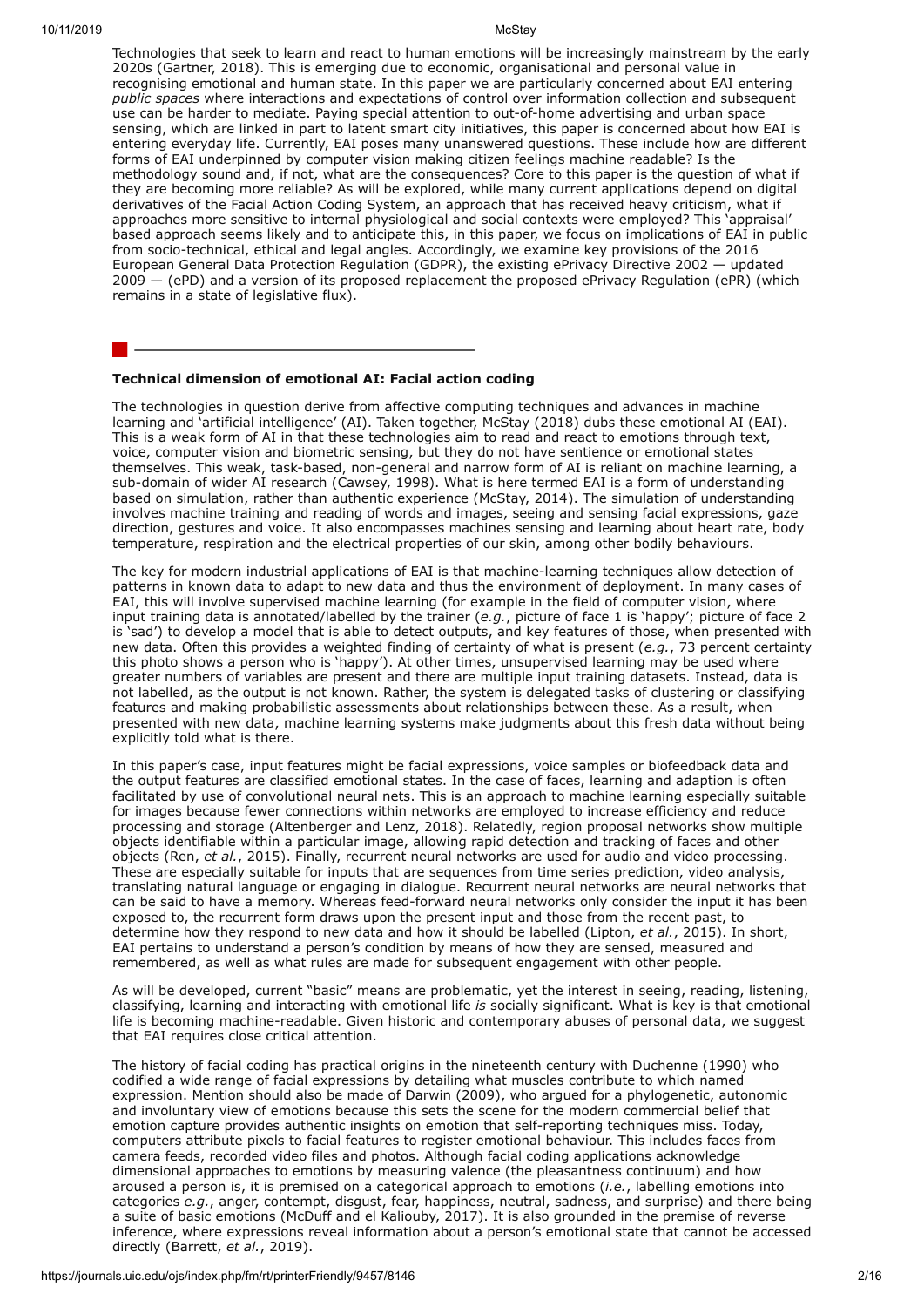Technologies that seek to learn and react to human emotions will be increasingly mainstream by the early 2020s (Gartner, 2018). This is emerging due to economic, organisational and personal value in recognising emotional and human state. In this paper we are particularly concerned about EAI entering *public spaces* where interactions and expectations of control over information collection and subsequent use can be harder to mediate. Paying special attention to out-of-home advertising and urban space sensing, which are linked in part to latent smart city initiatives, this paper is concerned about how EAI is entering everyday life. Currently, EAI poses many unanswered questions. These include how are different forms of EAI underpinned by computer vision making citizen feelings machine readable? Is the methodology sound and, if not, what are the consequences? Core to this paper is the question of what if they are becoming more reliable? As will be explored, while many current applications depend on digital derivatives of the Facial Action Coding System, an approach that has received heavy criticism, what if approaches more sensitive to internal physiological and social contexts were employed? This 'appraisal' based approach seems likely and to anticipate this, in this paper, we focus on implications of EAI in public from socio-technical, ethical and legal angles. Accordingly, we examine key provisions of the 2016 European General Data Protection Regulation (GDPR), the existing ePrivacy Directive 2002 — updated 2009 — (ePD) and a version of its proposed replacement the proposed ePrivacy Regulation (ePR) (which remains in a state of legislative flux).

### Technical dimension of emotional AI: Facial action coding

The technologies in question derive from affective computing techniques and advances in machine learning and 'artificial intelligence' (AI). Taken together, McStay (2018) dubs these emotional AI (EAI). This is a weak form of AI in that these technologies aim to read and react to emotions through text, voice, computer vision and biometric sensing, but they do not have sentience or emotional states themselves. This weak, task-based, non-general and narrow form of AI is reliant on machine learning, a sub-domain of wider AI research (Cawsey, 1998). What is here termed EAI is a form of understanding based on simulation, rather than authentic experience (McStay, 2014). The simulation of understanding involves machine training and reading of words and images, seeing and sensing facial expressions, gaze direction, gestures and voice. It also encompasses machines sensing and learning about heart rate, body temperature, respiration and the electrical properties of our skin, among other bodily behaviours.

The key for modern industrial applications of EAI is that machine-learning techniques allow detection of patterns in known data to adapt to new data and thus the environment of deployment. In many cases of EAI, this will involve supervised machine learning (for example in the field of computer vision, where input training data is annotated/labelled by the trainer (*e.g.*, picture of face 1 is 'happy'; picture of face 2 is 'sad') to develop a model that is able to detect outputs, and key features of those, when presented with new data. Often this provides a weighted finding of certainty of what is present (*e.g.*, 73 percent certainty this photo shows a person who is 'happy'). At other times, unsupervised learning may be used where greater numbers of variables are present and there are multiple input training datasets. Instead, data is not labelled, as the output is not known. Rather, the system is delegated tasks of clustering or classifying features and making probabilistic assessments about relationships between these. As a result, when presented with new data, machine learning systems make judgments about this fresh data without being explicitly told what is there.

In this paper's case, input features might be facial expressions, voice samples or biofeedback data and the output features are classified emotional states. In the case of faces, learning and adaption is often facilitated by use of convolutional neural nets. This is an approach to machine learning especially suitable for images because fewer connections within networks are employed to increase efficiency and reduce processing and storage (Altenberger and Lenz, 2018). Relatedly, region proposal networks show multiple objects identifiable within a particular image, allowing rapid detection and tracking of faces and other objects (Ren, *et al.*, 2015). Finally, recurrent neural networks are used for audio and video processing. These are especially suitable for inputs that are sequences from time series prediction, video analysis, translating natural language or engaging in dialogue. Recurrent neural networks are neural networks that can be said to have a memory. Whereas feed-forward neural networks only consider the input it has been exposed to, the recurrent form draws upon the present input and those from the recent past, to determine how they respond to new data and how it should be labelled (Lipton, *et al.*, 2015). In short, EAI pertains to understand a person's condition by means of how they are sensed, measured and remembered, as well as what rules are made for subsequent engagement with other people.

As will be developed, current "basic" means are problematic, yet the interest in seeing, reading, listening, classifying, learning and interacting with emotional life *is* socially significant. What is key is that emotional life is becoming machine-readable. Given historic and contemporary abuses of personal data, we suggest that EAI requires close critical attention.

The history of facial coding has practical origins in the nineteenth century with Duchenne (1990) who codified a wide range of facial expressions by detailing what muscles contribute to which named expression. Mention should also be made of Darwin (2009), who argued for a phylogenetic, autonomic and involuntary view of emotions because this sets the scene for the modern commercial belief that emotion capture provides authentic insights on emotion that self-reporting techniques miss. Today, computers attribute pixels to facial features to register emotional behaviour. This includes faces from camera feeds, recorded video files and photos. Although facial coding applications acknowledge dimensional approaches to emotions by measuring valence (the pleasantness continuum) and how aroused a person is, it is premised on a categorical approach to emotions (*i.e.*, labelling emotions into categories *e.g.*, anger, contempt, disgust, fear, happiness, neutral, sadness, and surprise) and there being a suite of basic emotions (McDuff and el Kaliouby, 2017). It is also grounded in the premise of reverse inference, where expressions reveal information about a person's emotional state that cannot be accessed directly (Barrett, *et al.*, 2019).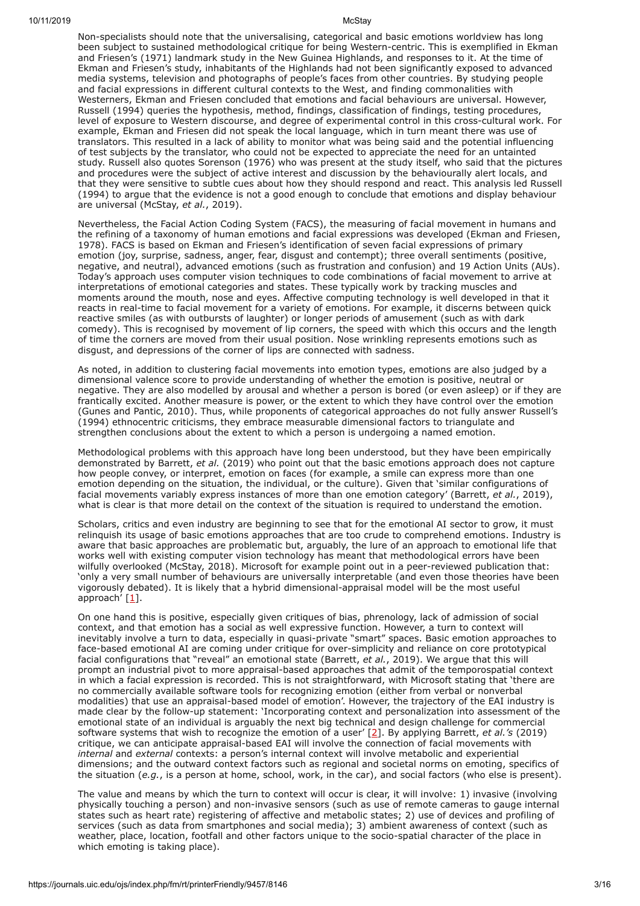Non-specialists should note that the universalising, categorical and basic emotions worldview has long been subject to sustained methodological critique for being Western-centric. This is exemplified in Ekman and Friesen's (1971) landmark study in the New Guinea Highlands, and responses to it. At the time of Ekman and Friesen's study, inhabitants of the Highlands had not been significantly exposed to advanced media systems, television and photographs of people's faces from other countries. By studying people and facial expressions in different cultural contexts to the West, and finding commonalities with Westerners, Ekman and Friesen concluded that emotions and facial behaviours are universal. However, Russell (1994) queries the hypothesis, method, findings, classification of findings, testing procedures, level of exposure to Western discourse, and degree of experimental control in this cross-cultural work. For example, Ekman and Friesen did not speak the local language, which in turn meant there was use of translators. This resulted in a lack of ability to monitor what was being said and the potential influencing of test subjects by the translator, who could not be expected to appreciate the need for an untainted study. Russell also quotes Sorenson (1976) who was present at the study itself, who said that the pictures and procedures were the subject of active interest and discussion by the behaviourally alert locals, and that they were sensitive to subtle cues about how they should respond and react. This analysis led Russell (1994) to argue that the evidence is not a good enough to conclude that emotions and display behaviour are universal (McStay, *et al.*, 2019).

Nevertheless, the Facial Action Coding System (FACS), the measuring of facial movement in humans and the refining of a taxonomy of human emotions and facial expressions was developed (Ekman and Friesen, 1978). FACS is based on Ekman and Friesen's identification of seven facial expressions of primary emotion (joy, surprise, sadness, anger, fear, disgust and contempt); three overall sentiments (positive, negative, and neutral), advanced emotions (such as frustration and confusion) and 19 Action Units (AUs). Today's approach uses computer vision techniques to code combinations of facial movement to arrive at interpretations of emotional categories and states. These typically work by tracking muscles and moments around the mouth, nose and eyes. Affective computing technology is well developed in that it reacts in real-time to facial movement for a variety of emotions. For example, it discerns between quick reactive smiles (as with outbursts of laughter) or longer periods of amusement (such as with dark comedy). This is recognised by movement of lip corners, the speed with which this occurs and the length of time the corners are moved from their usual position. Nose wrinkling represents emotions such as disgust, and depressions of the corner of lips are connected with sadness.

As noted, in addition to clustering facial movements into emotion types, emotions are also judged by a dimensional valence score to provide understanding of whether the emotion is positive, neutral or negative. They are also modelled by arousal and whether a person is bored (or even asleep) or if they are frantically excited. Another measure is power, or the extent to which they have control over the emotion (Gunes and Pantic, 2010). Thus, while proponents of categorical approaches do not fully answer Russell's (1994) ethnocentric criticisms, they embrace measurable dimensional factors to triangulate and strengthen conclusions about the extent to which a person is undergoing a named emotion.

Methodological problems with this approach have long been understood, but they have been empirically demonstrated by Barrett, *et al.* (2019) who point out that the basic emotions approach does not capture how people convey, or interpret, emotion on faces (for example, a smile can express more than one emotion depending on the situation, the individual, or the culture). Given that 'similar configurations of facial movements variably express instances of more than one emotion category' (Barrett, *et al.*, 2019), what is clear is that more detail on the context of the situation is required to understand the emotion.

Scholars, critics and even industry are beginning to see that for the emotional AI sector to grow, it must relinquish its usage of basic emotions approaches that are too crude to comprehend emotions. Industry is aware that basic approaches are problematic but, arguably, the lure of an approach to emotional life that works well with existing computer vision technology has meant that methodological errors have been wilfully overlooked (McStay, 2018). Microsoft for example point out in a peer-reviewed publication that: 'only a very small number of behaviours are universally interpretable (and even those theories have been vigorously debated). It is likely that a hybrid dimensional-appraisal model will be the most useful approach' [1].

On one hand this is positive, especially given critiques of bias, phrenology, lack of admission of social context, and that emotion has a social as well expressive function. However, a turn to context will inevitably involve a turn to data, especially in quasi-private "smart" spaces. Basic emotion approaches to face-based emotional AI are coming under critique for over-simplicity and reliance on core prototypical facial configurations that "reveal" an emotional state (Barrett, *et al.*, 2019). We argue that this will prompt an industrial pivot to more appraisal-based approaches that admit of the temporospatial context in which a facial expression is recorded. This is not straightforward, with Microsoft stating that 'there are no commercially available software tools for recognizing emotion (either from verbal or nonverbal modalities) that use an appraisal-based model of emotion'. However, the trajectory of the EAI industry is made clear by the follow-up statement: 'Incorporating context and personalization into assessment of the emotional state of an individual is arguably the next big technical and design challenge for commercial software systems that wish to recognize the emotion of a user' [2]. By applying Barrett, *et al.'s* (2019) critique, we can anticipate appraisal-based EAI will involve the connection of facial movements with *internal* and *external* contexts: a person's internal context will involve metabolic and experiential dimensions; and the outward context factors such as regional and societal norms on emoting, specifics of the situation (*e.g.*, is a person at home, school, work, in the car), and social factors (who else is present).

The value and means by which the turn to context will occur is clear, it will involve: 1) invasive (involving physically touching a person) and non-invasive sensors (such as use of remote cameras to gauge internal states such as heart rate) registering of affective and metabolic states; 2) use of devices and profiling of services (such as data from smartphones and social media); 3) ambient awareness of context (such as weather, place, location, footfall and other factors unique to the socio-spatial character of the place in which emoting is taking place).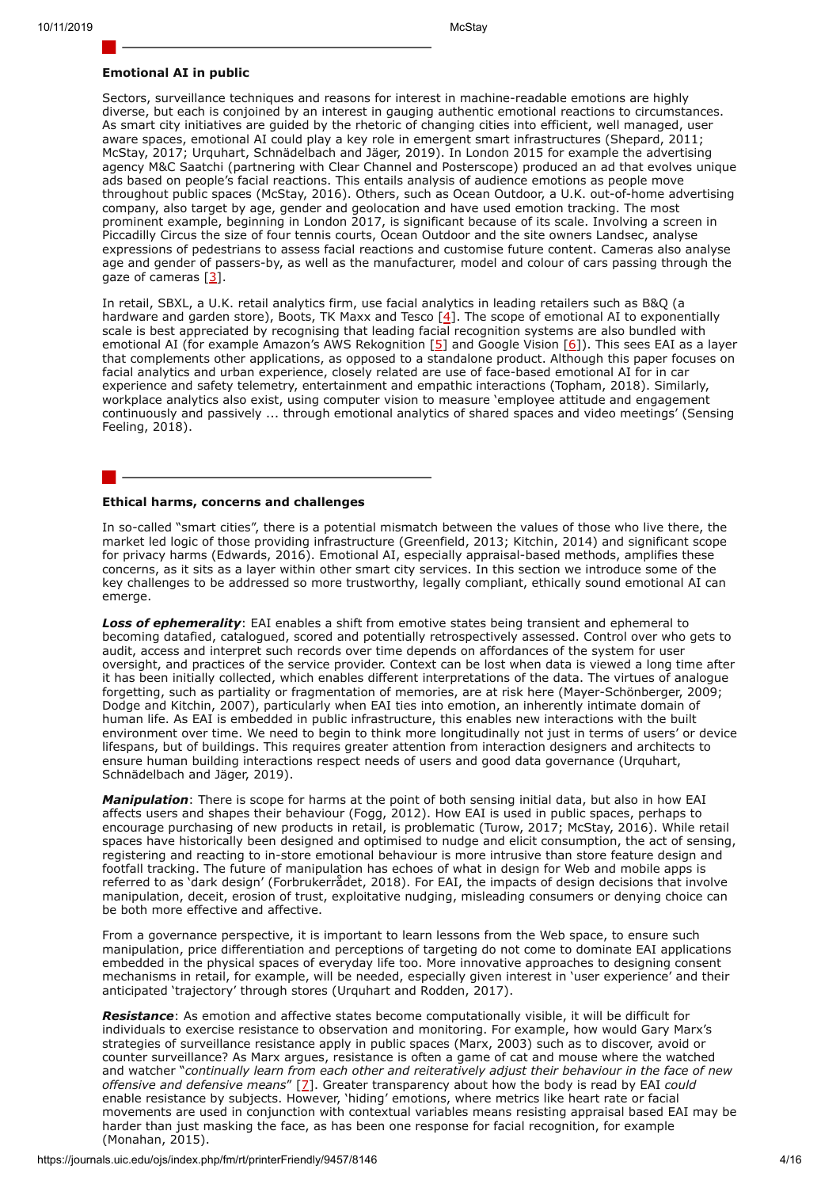## Emotional AI in public

Sectors, surveillance techniques and reasons for interest in machine-readable emotions are highly diverse, but each is conjoined by an interest in gauging authentic emotional reactions to circumstances. As smart city initiatives are guided by the rhetoric of changing cities into efficient, well managed, user aware spaces, emotional AI could play a key role in emergent smart infrastructures (Shepard, 2011; McStay, 2017; Urquhart, Schnädelbach and Jäger, 2019). In London 2015 for example the advertising agency M&C Saatchi (partnering with Clear Channel and Posterscope) produced an ad that evolves unique ads based on people's facial reactions. This entails analysis of audience emotions as people move throughout public spaces (McStay, 2016). Others, such as Ocean Outdoor, a U.K. out-of-home advertising company, also target by age, gender and geolocation and have used emotion tracking. The most prominent example, beginning in London 2017, is significant because of its scale. Involving a screen in Piccadilly Circus the size of four tennis courts, Ocean Outdoor and the site owners Landsec, analyse expressions of pedestrians to assess facial reactions and customise future content. Cameras also analyse age and gender of passers-by, as well as the manufacturer, model and colour of cars passing through the gaze of cameras [3].

In retail, SBXL, a U.K. retail analytics firm, use facial analytics in leading retailers such as B&Q (a hardware and garden store), Boots, TK Maxx and Tesco [4]. The scope of emotional AI to exponentially scale is best appreciated by recognising that leading facial recognition systems are also bundled with emotional AI (for example Amazon's AWS Rekognition [5] and Google Vision [6]). This sees EAI as a layer that complements other applications, as opposed to a standalone product. Although this paper focuses on facial analytics and urban experience, closely related are use of face-based emotional AI for in car experience and safety telemetry, entertainment and empathic interactions (Topham, 2018). Similarly, workplace analytics also exist, using computer vision to measure 'employee attitude and engagement continuously and passively ... through emotional analytics of shared spaces and video meetings' (Sensing Feeling, 2018).

## Ethical harms, concerns and challenges

In so-called "smart cities", there is a potential mismatch between the values of those who live there, the market led logic of those providing infrastructure (Greenfield, 2013; Kitchin, 2014) and significant scope for privacy harms (Edwards, 2016). Emotional AI, especially appraisal-based methods, amplifies these concerns, as it sits as a layer within other smart city services. In this section we introduce some of the key challenges to be addressed so more trustworthy, legally compliant, ethically sound emotional AI can emerge.

***Loss of ephemerality***: EAI enables a shift from emotive states being transient and ephemeral to becoming datafied, catalogued, scored and potentially retrospectively assessed. Control over who gets to audit, access and interpret such records over time depends on affordances of the system for user oversight, and practices of the service provider. Context can be lost when data is viewed a long time after it has been initially collected, which enables different interpretations of the data. The virtues of analogue forgetting, such as partiality or fragmentation of memories, are at risk here (Mayer-Schönberger, 2009; Dodge and Kitchin, 2007), particularly when EAI ties into emotion, an inherently intimate domain of human life. As EAI is embedded in public infrastructure, this enables new interactions with the built environment over time. We need to begin to think more longitudinally not just in terms of users' or device lifespans, but of buildings. This requires greater attention from interaction designers and architects to ensure human building interactions respect needs of users and good data governance (Urquhart, Schnädelbach and Jäger, 2019).

***Manipulation***: There is scope for harms at the point of both sensing initial data, but also in how EAI affects users and shapes their behaviour (Fogg, 2012). How EAI is used in public spaces, perhaps to encourage purchasing of new products in retail, is problematic (Turow, 2017; McStay, 2016). While retail spaces have historically been designed and optimised to nudge and elicit consumption, the act of sensing, registering and reacting to in-store emotional behaviour is more intrusive than store feature design and footfall tracking. The future of manipulation has echoes of what in design for Web and mobile apps is referred to as 'dark design' (Forbrukerrådet, 2018). For EAI, the impacts of design decisions that involve manipulation, deceit, erosion of trust, exploitative nudging, misleading consumers or denying choice can be both more effective and affective.

From a governance perspective, it is important to learn lessons from the Web space, to ensure such manipulation, price differentiation and perceptions of targeting do not come to dominate EAI applications embedded in the physical spaces of everyday life too. More innovative approaches to designing consent mechanisms in retail, for example, will be needed, especially given interest in 'user experience' and their anticipated 'trajectory' through stores (Urquhart and Rodden, 2017).

***Resistance***: As emotion and affective states become computationally visible, it will be difficult for individuals to exercise resistance to observation and monitoring. For example, how would Gary Marx's strategies of surveillance resistance apply in public spaces (Marx, 2003) such as to discover, avoid or counter surveillance? As Marx argues, resistance is often a game of cat and mouse where the watched and watcher "*continually learn from each other and reiteratively adjust their behaviour in the face of new offensive and defensive means*" [7]. Greater transparency about how the body is read by EAI *could* enable resistance by subjects. However, 'hiding' emotions, where metrics like heart rate or facial movements are used in conjunction with contextual variables means resisting appraisal based EAI may be harder than just masking the face, as has been one response for facial recognition, for example (Monahan, 2015).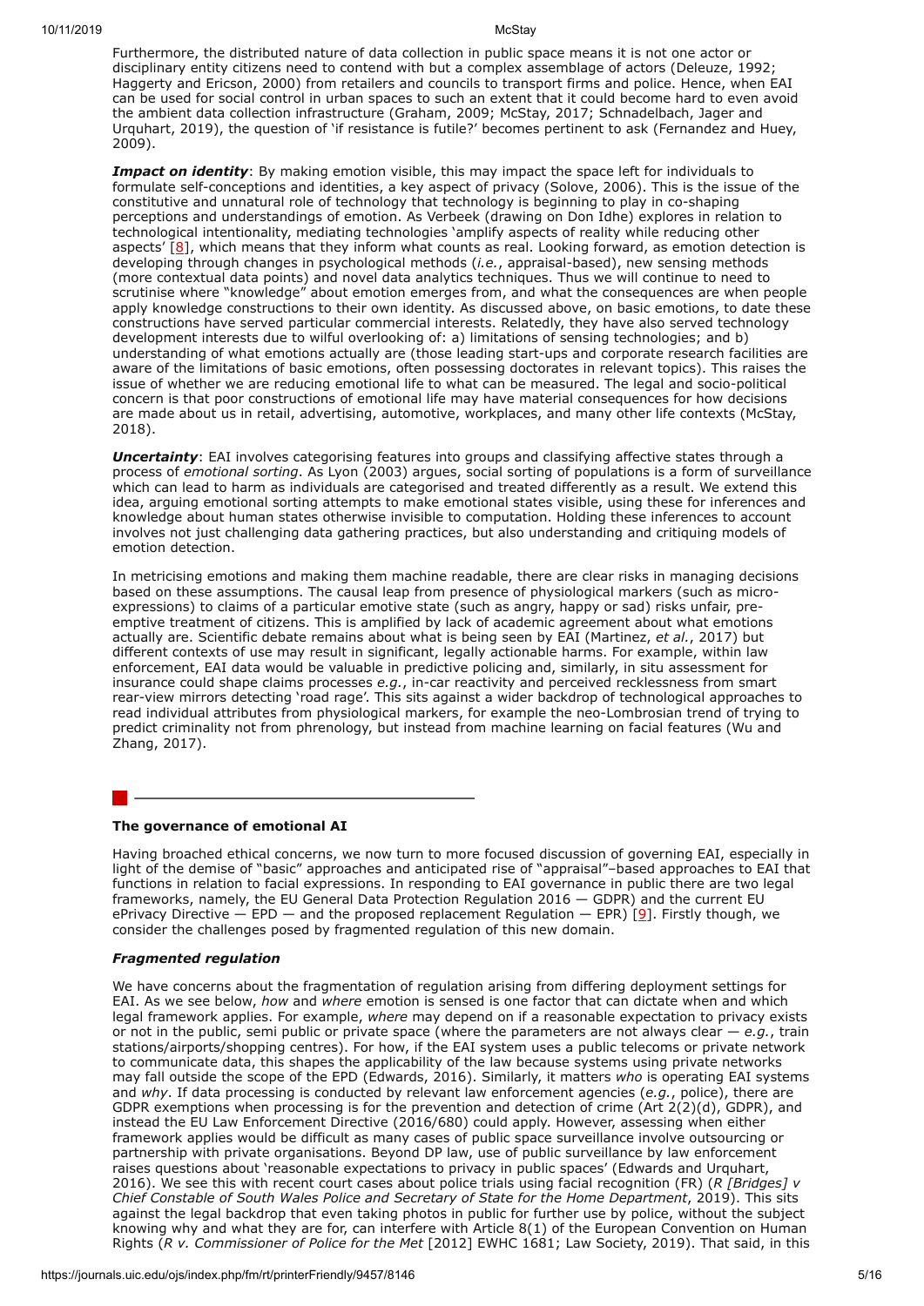Furthermore, the distributed nature of data collection in public space means it is not one actor or disciplinary entity citizens need to contend with but a complex assemblage of actors (Deleuze, 1992; Haggerty and Ericson, 2000) from retailers and councils to transport firms and police. Hence, when EAI can be used for social control in urban spaces to such an extent that it could become hard to even avoid the ambient data collection infrastructure (Graham, 2009; McStay, 2017; Schnadelbach, Jager and Urquhart, 2019), the question of 'if resistance is futile?' becomes pertinent to ask (Fernandez and Huey, 2009).

***Impact on identity***: By making emotion visible, this may impact the space left for individuals to formulate self-conceptions and identities, a key aspect of privacy (Solove, 2006). This is the issue of the constitutive and unnatural role of technology that technology is beginning to play in co-shaping perceptions and understandings of emotion. As Verbeek (drawing on Don Idhe) explores in relation to technological intentionality, mediating technologies 'amplify aspects of reality while reducing other aspects' [8], which means that they inform what counts as real. Looking forward, as emotion detection is developing through changes in psychological methods (*i.e.*, appraisal-based), new sensing methods (more contextual data points) and novel data analytics techniques. Thus we will continue to need to scrutinise where "knowledge" about emotion emerges from, and what the consequences are when people apply knowledge constructions to their own identity. As discussed above, on basic emotions, to date these constructions have served particular commercial interests. Relatedly, they have also served technology development interests due to wilful overlooking of: a) limitations of sensing technologies; and b) understanding of what emotions actually are (those leading start-ups and corporate research facilities are aware of the limitations of basic emotions, often possessing doctorates in relevant topics). This raises the issue of whether we are reducing emotional life to what can be measured. The legal and socio-political concern is that poor constructions of emotional life may have material consequences for how decisions are made about us in retail, advertising, automotive, workplaces, and many other life contexts (McStay, 2018).

***Uncertainty***: EAI involves categorising features into groups and classifying affective states through a process of *emotional sorting*. As Lyon (2003) argues, social sorting of populations is a form of surveillance which can lead to harm as individuals are categorised and treated differently as a result. We extend this idea, arguing emotional sorting attempts to make emotional states visible, using these for inferences and knowledge about human states otherwise invisible to computation. Holding these inferences to account involves not just challenging data gathering practices, but also understanding and critiquing models of emotion detection.

In metricising emotions and making them machine readable, there are clear risks in managing decisions based on these assumptions. The causal leap from presence of physiological markers (such as micro-expressions) to claims of a particular emotive state (such as angry, happy or sad) risks unfair, pre-emptive treatment of citizens. This is amplified by lack of academic agreement about what emotions actually are. Scientific debate remains about what is being seen by EAI (Martinez, *et al.*, 2017) but different contexts of use may result in significant, legally actionable harms. For example, within law enforcement, EAI data would be valuable in predictive policing and, similarly, in situ assessment for insurance could shape claims processes *e.g.*, in-car reactivity and perceived recklessness from smart rear-view mirrors detecting 'road rage'. This sits against a wider backdrop of technological approaches to read individual attributes from physiological markers, for example the neo-Lombrosian trend of trying to predict criminality not from phrenology, but instead from machine learning on facial features (Wu and Zhang, 2017).

## The governance of emotional AI

Having broached ethical concerns, we now turn to more focused discussion of governing EAI, especially in light of the demise of "basic" approaches and anticipated rise of "appraisal"–based approaches to EAI that functions in relation to facial expressions. In responding to EAI governance in public there are two legal frameworks, namely, the EU General Data Protection Regulation 2016 — GDPR) and the current EU ePrivacy Directive — EPD — and the proposed replacement Regulation — EPR) [9]. Firstly though, we consider the challenges posed by fragmented regulation of this new domain.

### *Fragmented regulation*

We have concerns about the fragmentation of regulation arising from differing deployment settings for EAI. As we see below, *how* and *where* emotion is sensed is one factor that can dictate when and which legal framework applies. For example, *where* may depend on if a reasonable expectation to privacy exists or not in the public, semi public or private space (where the parameters are not always clear — *e.g.*, train stations/airports/shopping centres). For how, if the EAI system uses a public telecoms or private network to communicate data, this shapes the applicability of the law because systems using private networks may fall outside the scope of the EPD (Edwards, 2016). Similarly, it matters *who* is operating EAI systems and *why*. If data processing is conducted by relevant law enforcement agencies (*e.g.*, police), there are GDPR exemptions when processing is for the prevention and detection of crime (Art 2(2)(d), GDPR), and instead the EU Law Enforcement Directive (2016/680) could apply. However, assessing when either framework applies would be difficult as many cases of public space surveillance involve outsourcing or partnership with private organisations. Beyond DP law, use of public surveillance by law enforcement raises questions about 'reasonable expectations to privacy in public spaces' (Edwards and Urquhart, 2016). We see this with recent court cases about police trials using facial recognition (FR) (*R [Bridges] v Chief Constable of South Wales Police and Secretary of State for the Home Department*, 2019). This sits against the legal backdrop that even taking photos in public space for further use by police, without the subject knowing why and what they are for, can interfere with Article 8(1) of the European Convention on Human Rights (*R v. Commissioner of Police for the Met* [2012] EWHC 1681; Law Society, 2019). That said, in this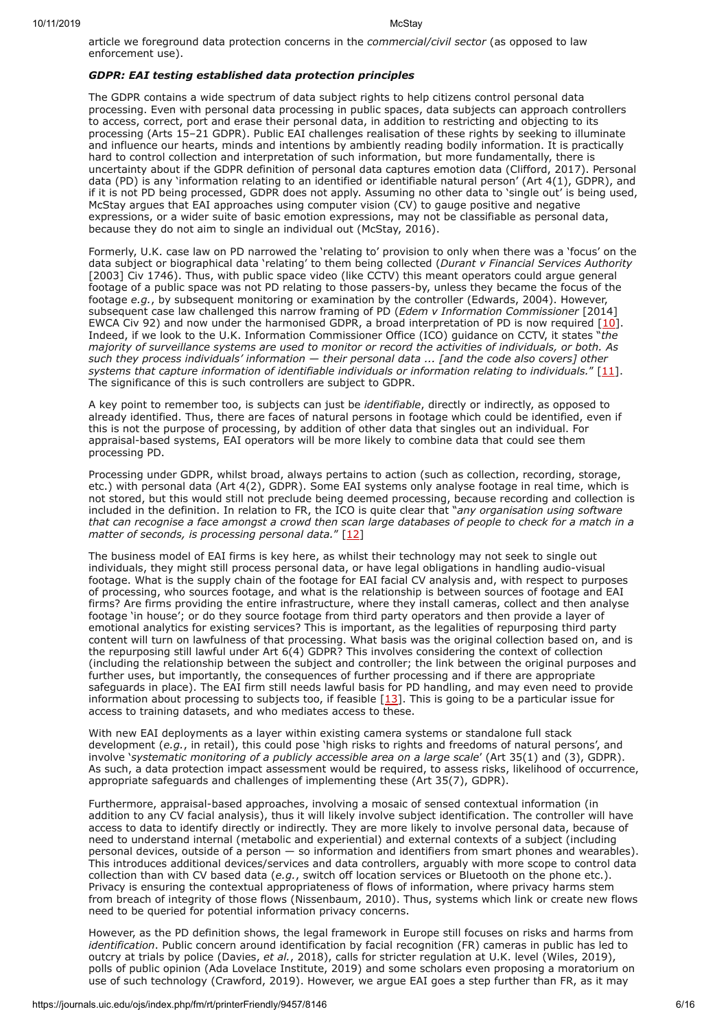article we foreground data protection concerns in the *commercial/civil sector* (as opposed to law enforcement use).

### *GDPR: EAI testing established data protection principles*

The GDPR contains a wide spectrum of data subject rights to help citizens control personal data processing. Even with personal data processing in public spaces, data subjects can approach controllers to access, correct, port and erase their personal data, in addition to restricting and objecting to its processing (Arts 15–21 GDPR). Public EAI challenges realisation of these rights by seeking to illuminate and influence our hearts, minds and intentions by ambiently reading bodily information. It is practically hard to control collection and interpretation of such information, but more fundamentally, there is uncertainty about if the GDPR definition of personal data captures emotion data (Clifford, 2017). Personal data (PD) is any 'information relating to an identified or identifiable natural person' (Art 4(1), GDPR), and if it is not PD being processed, GDPR does not apply. Assuming no other data to 'single out' is being used, McStay argues that EAI approaches using computer vision (CV) to gauge positive and negative expressions, or a wider suite of basic emotion expressions, may not be classifiable as personal data, because they do not aim to single an individual out (McStay, 2016).

Formerly, U.K. case law on PD narrowed the 'relating to' provision to only when there was a 'focus' on the data subject or biographical data 'relating' to them being collected (*Durant v Financial Services Authority* [2003] Civ 1746). Thus, with public space video (like CCTV) this meant operators could argue general footage of a public space was not PD relating to those passers-by, unless they became the focus of the footage *e.g.*, by subsequent monitoring or examination by the controller (Edwards, 2004). However, subsequent case law challenged this narrow framing of PD (*Edem v Information Commissioner* [2014] EWCA Civ 92) and now under the harmonised GDPR, a broad interpretation of PD is now required [10]. Indeed, if we look to the U.K. Information Commissioner Office (ICO) guidance on CCTV, it states "*the majority of surveillance systems are used to monitor or record the activities of individuals, or both. As such they process individuals' information — their personal data ... [and the code also covers] other systems that capture information of identifiable individuals or information relating to individuals.*" [11]. The significance of this is such controllers are subject to GDPR.

A key point to remember too, is subjects can just be *identifiable*, directly or indirectly, as opposed to already identified. Thus, there are faces of natural persons in footage which could be identified, even if this is not the purpose of processing, by addition of other data that singles out an individual. For appraisal-based systems, EAI operators will be more likely to combine data that could see them processing PD.

Processing under GDPR, whilst broad, always pertains to action (such as collection, recording, storage, etc.) with personal data (Art 4(2), GDPR). Some EAI systems only analyse footage in real time, which is not stored, but this would still not preclude being deemed processing, because recording and collection is included in the definition. In relation to FR, the ICO is quite clear that "*any organisation using software that can recognise a face amongst a crowd then scan large databases of people to check for a match in a matter of seconds, is processing personal data.*" [12]

The business model of EAI firms is key here, as whilst their technology may not seek to single out individuals, they might still process personal data, or have legal obligations in handling audio-visual footage. What is the supply chain of the footage for EAI facial CV analysis and, with respect to purposes of processing, who sources footage, and what is the relationship is between sources of footage and EAI firms? Are firms providing the entire infrastructure, where they install cameras, collect and then analyse footage 'in house'; or do they source footage from third party operators and then provide a layer of emotional analytics for existing services? This is important, as the legalities of repurposing third party content will turn on lawfulness of that processing. What basis was the original collection based on, and is the repurposing still lawful under Art 6(4) GDPR? This involves considering the context of collection (including the relationship between the subject and controller; the link between the original purposes and further uses, but importantly, the consequences of further processing and if there are appropriate safeguards in place). The EAI firm still needs lawful basis for PD handling, and may even need to provide information about processing to subjects too, if feasible [13]. This is going to be a particular issue for access to training datasets, and who mediates access to these.

With new EAI deployments as a layer within existing camera systems or standalone full stack development (*e.g.*, in retail), this could pose 'high risks to rights and freedoms of natural persons', and involve '*systematic monitoring of a publicly accessible area on a large scale*' (Art 35(1) and (3), GDPR). As such, a data protection impact assessment would be required, to assess risks, likelihood of occurrence, appropriate safeguards and challenges of implementing these (Art 35(7), GDPR).

Furthermore, appraisal-based approaches, involving a mosaic of sensed contextual information (in addition to any CV facial analysis), thus it will likely involve subject identification. The controller will have access to data to identify directly or indirectly. They are more likely to involve personal data, because of need to understand internal (metabolic and experiential) and external contexts of a subject (including personal devices, outside of a person — so information and identifiers from smart phones and wearables). This introduces additional devices/services and data controllers, arguably with more scope to control data collection than with CV based data (*e.g.*, switch off location services or Bluetooth on the phone etc.). Privacy is ensuring the contextual appropriateness of flows of information, where privacy harms stem from breach of integrity of those flows (Nissenbaum, 2010). Thus, systems which link or create new flows need to be queried for potential information privacy concerns.

However, as the PD definition shows, the legal framework in Europe still focuses on risks and harms from *identification*. Public concern around identification by facial recognition (FR) cameras in public has led to outcry at trials by police (Davies, *et al.*, 2018), calls for stricter regulation at U.K. level (Wiles, 2019), polls of public opinion (Ada Lovelace Institute, 2019) and some scholars even proposing a moratorium on use of such technology (Crawford, 2019). However, we argue EAI goes a step further than FR, as it may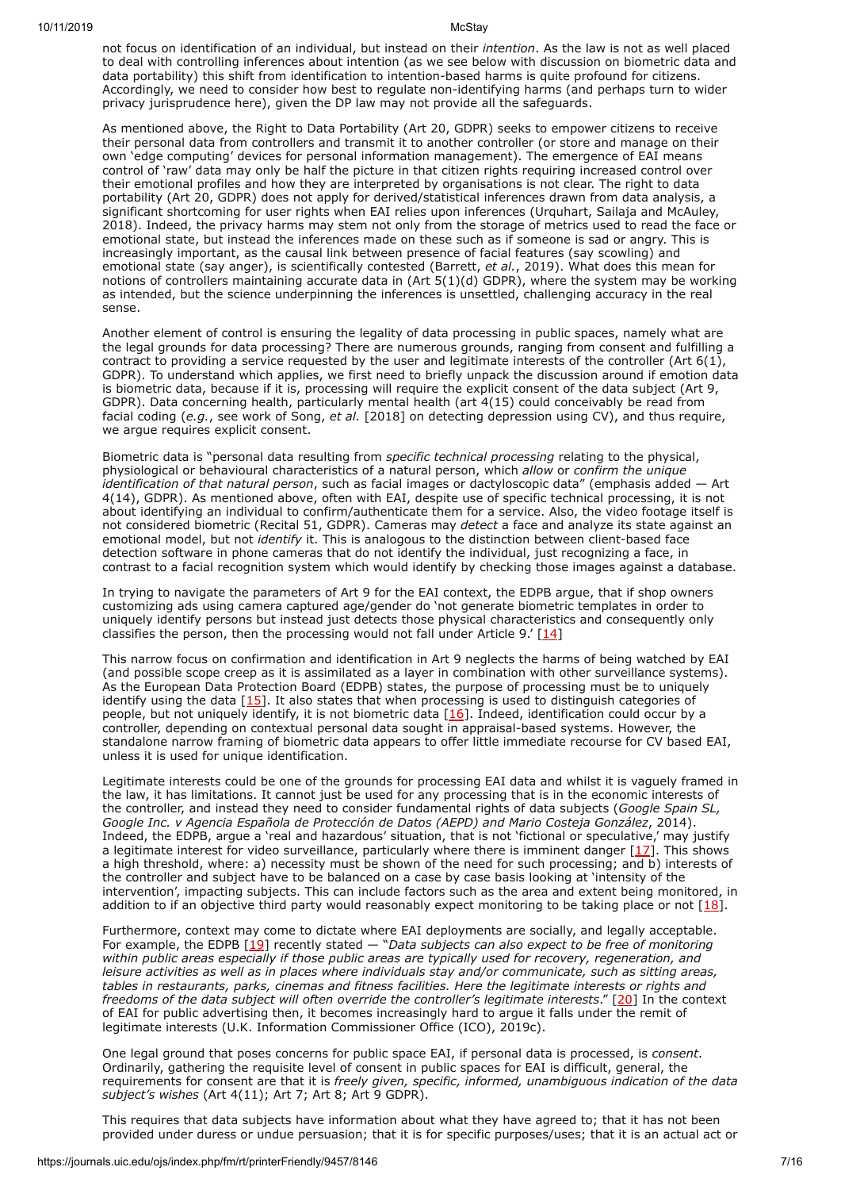not focus on identification of an individual, but instead on their *intention*. As the law is not as well placed to deal with controlling inferences about intention (as we see below with discussion on biometric data and data portability) this shift from identification to intention-based harms is quite profound for citizens. Accordingly, we need to consider how best to regulate non-identifying harms (and perhaps turn to wider privacy jurisprudence here), given the DP law may not provide all the safeguards.

As mentioned above, the Right to Data Portability (Art 20, GDPR) seeks to empower citizens to receive their personal data from controllers and transmit it to another controller (or store and manage on their own 'edge computing' devices for personal information management). The emergence of EAI means control of 'raw' data may only be half the picture in that citizen rights requiring increased control over their emotional profiles and how they are interpreted by organisations is not clear. The right to data portability (Art 20, GDPR) does not apply for derived/statistical inferences drawn from data analysis, a significant shortcoming for user rights when EAI relies upon inferences (Urquhart, Sailaja and McAuley, 2018). Indeed, the privacy harms may stem not only from the storage of metrics used to read the face or emotional state, but instead the inferences made on these such as if someone is sad or angry. This is increasingly important, as the causal link between presence of facial features (say scowling) and emotional state (say anger), is scientifically contested (Barrett, *et al.*, 2019). What does this mean for notions of controllers maintaining accurate data in (Art 5(1)(d) GDPR), where the system may be working as intended, but the science underpinning the inferences is unsettled, challenging accuracy in the real sense.

Another element of control is ensuring the legality of data processing in public spaces, namely what are the legal grounds for data processing? There are numerous grounds, ranging from consent and fulfilling a contract to providing a service requested by the user and legitimate interests of the controller (Art 6(1), GDPR). To understand which applies, we first need to briefly unpack the discussion around if emotion data is biometric data, because if it is, processing will require the explicit consent of the data subject (Art 9, GDPR). Data concerning health, particularly mental health (art 4(15) could conceivably be read from facial coding (*e.g.*, see work of Song, *et al.* [2018] on detecting depression using CV), and thus require, we argue requires explicit consent.

Biometric data is "personal data resulting from *specific technical processing* relating to the physical, physiological or behavioural characteristics of a natural person, which *allow* or *confirm the unique identification of that natural person*, such as facial images or dactyloscopic data" (emphasis added — Art 4(14), GDPR). As mentioned above, often with EAI, despite use of specific technical processing, it is not about identifying an individual to confirm/authenticate them for a service. Also, the video footage itself is not considered biometric (Recital 51, GDPR). Cameras may *detect* a face and analyze its state against an emotional model, but not *identify* it. This is analogous to the distinction between client-based face detection software in phone cameras that do not identify the individual, just recognizing a face, in contrast to a facial recognition system which would identify by checking those images against a database.

In trying to navigate the parameters of Art 9 for the EAI context, the EDPB argue, that if shop owners customizing ads using camera captured age/gender do 'not generate biometric templates in order to uniquely identify persons but instead just detects those physical characteristics and consequently only classifies the person, then the processing would not fall under Article 9.' [14]

This narrow focus on confirmation and identification in Art 9 neglects the harms of being watched by EAI (and possible scope creep as it is assimilated as a layer in combination with other surveillance systems). As the European Data Protection Board (EDPB) states, the purpose of processing must be to uniquely identify using the data [15]. It also states that when processing is used to distinguish categories of people, but not uniquely identify, it is not biometric data [16]. Indeed, identification could occur by a controller, depending on contextual personal data sought in appraisal-based systems. However, the standalone narrow framing of biometric data appears to offer little immediate recourse for CV based EAI, unless it is used for unique identification.

Legitimate interests could be one of the grounds for processing EAI data and whilst it is vaguely framed in the law, it has limitations. It cannot just be used for any processing that is in the economic interests of the controller, and instead they need to consider fundamental rights of data subjects (*Google Spain SL, Google Inc. v Agencia Española de Protección de Datos (AEPD) and Mario Costeja González*, 2014). Indeed, the EDPB, argue a 'real and hazardous' situation, that is not 'fictional or speculative,' may justify a legitimate interest for video surveillance, particularly where there is imminent danger [17]. This shows a high threshold, where: a) necessity must be shown of the need for such processing; and b) interests of the controller and subject have to be balanced on a case by case basis looking at 'intensity of the intervention', impacting subjects. This can include factors such as the area and extent being monitored, in addition to if an objective third party would reasonably expect monitoring to be taking place or not [18].

Furthermore, context may come to dictate where EAI deployments are socially, and legally acceptable. For example, the EDPB [19] recently stated — "*Data subjects can also expect to be free of monitoring within public areas especially if those public areas are typically used for recovery, regeneration, and leisure activities as well as in places where individuals stay and/or communicate, such as sitting areas, tables in restaurants, parks, cinemas and fitness facilities. Here the legitimate interests or rights and freedoms of the data subject will often override the controller's legitimate interests*." [20] In the context of EAI for public advertising then, it becomes increasingly hard to argue it falls under the remit of legitimate interests (U.K. Information Commissioner Office (ICO), 2019c).

One legal ground that poses concerns for public space EAI, if personal data is processed, is *consent*. Ordinarily, gathering the requisite level of consent in public spaces for EAI is difficult, general, the requirements for consent are that it is *freely given, specific, informed, unambiguous indication of the data subject's wishes* (Art 4(11); Art 7; Art 8; Art 9 GDPR).

This requires that data subjects have information about what they have agreed to; that it has not been provided under duress or undue persuasion; that it is for specific purposes/uses; that it is an actual act or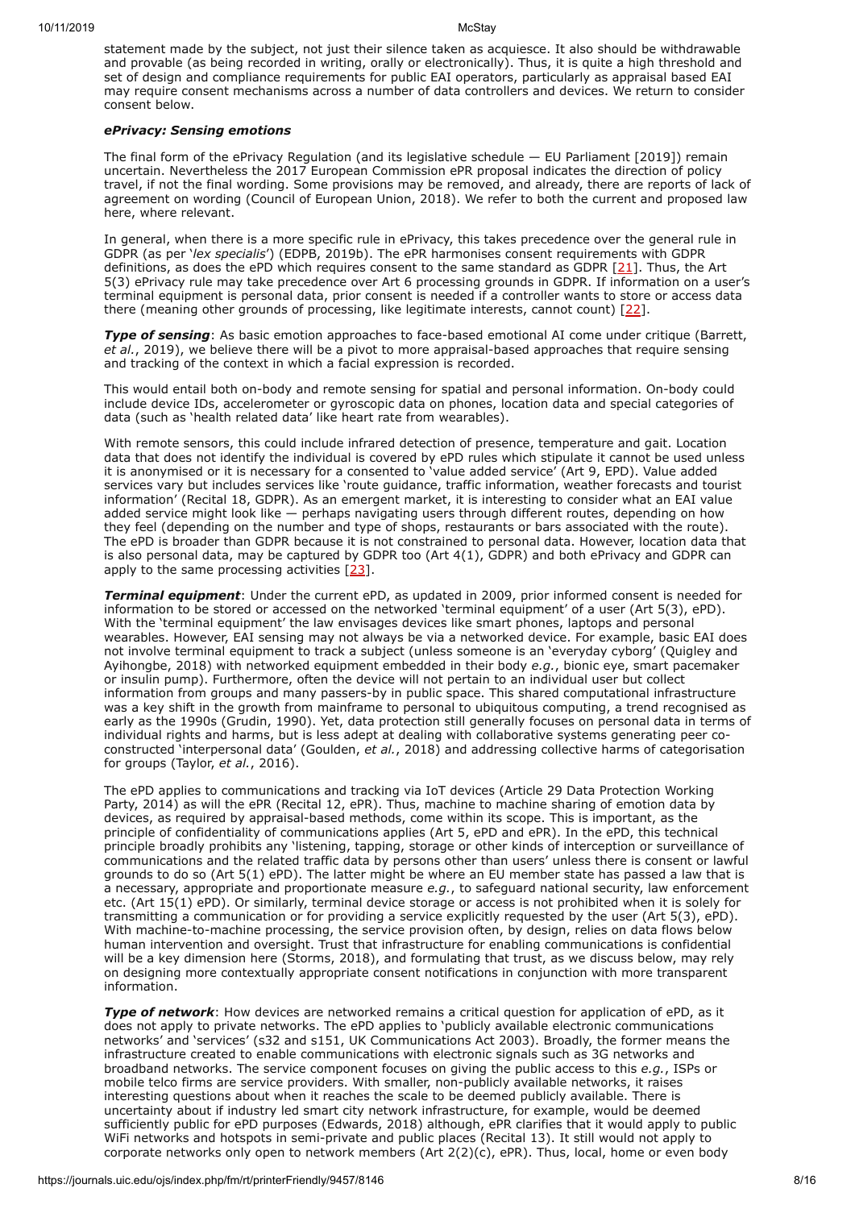statement made by the subject, not just their silence taken as acquiesce. It also should be withdrawable and provable (as being recorded in writing, orally or electronically). Thus, it is quite a high threshold and set of design and compliance requirements for public EAI operators, particularly as appraisal based EAI may require consent mechanisms across a number of data controllers and devices. We return to consider consent below.

### *ePrivacy: Sensing emotions*

The final form of the ePrivacy Regulation (and its legislative schedule — EU Parliament [2019]) remain uncertain. Nevertheless the 2017 European Commission ePR proposal indicates the direction of policy travel, if not the final wording. Some provisions may be removed, and already, there are reports of lack of agreement on wording (Council of European Union, 2018). We refer to both the current and proposed law here, where relevant.

In general, when there is a more specific rule in ePrivacy, this takes precedence over the general rule in GDPR (as per '*lex specialis*') (EDPB, 2019b). The ePR harmonises consent requirements with GDPR definitions, as does the ePD which requires consent to the same standard as GDPR [21]. Thus, the Art 5(3) ePrivacy rule may take precedence over Art 6 processing grounds in GDPR. If information on a user's terminal equipment is personal data, prior consent is needed if a controller wants to store or access data there (meaning other grounds of processing, like legitimate interests, cannot count) [22].

***Type of sensing***: As basic emotion approaches to face-based emotional AI come under critique (Barrett, *et al.*, 2019), we believe there will be a pivot to more appraisal-based approaches that require sensing and tracking of the context in which a facial expression is recorded.

This would entail both on-body and remote sensing for spatial and personal information. On-body could include device IDs, accelerometer or gyroscopic data on phones, location data and special categories of data (such as 'health related data' like heart rate from wearables).

With remote sensors, this could include infrared detection of presence, temperature and gait. Location data that does not identify the individual is covered by ePD rules which stipulate it cannot be used unless it is anonymised or it is necessary for a consented to 'value added service' (Art 9, EPD). Value added services vary but includes services like 'route guidance, traffic information, weather forecasts and tourist information' (Recital 18, GDPR). As an emergent market, it is interesting to consider what an EAI value added service might look like — perhaps navigating users through different routes, depending on how they feel (depending on the number and type of shops, restaurants or bars associated with the route). The ePD is broader than GDPR because it is not constrained to personal data. However, location data that is also personal data, may be captured by GDPR too (Art 4(1), GDPR) and both ePrivacy and GDPR can apply to the same processing activities [23].

***Terminal equipment***: Under the current ePD, as updated in 2009, prior informed consent is needed for information to be stored or accessed on the networked 'terminal equipment' of a user (Art 5(3), ePD). With the 'terminal equipment' the law envisages devices like smart phones, laptops and personal wearables. However, EAI sensing may not always be via a networked device. For example, basic EAI does not involve terminal equipment to track a subject (unless someone is an 'everyday cyborg' (Quigley and Ayihongbe, 2018) with networked equipment embedded in their body *e.g.*, bionic eye, smart pacemaker or insulin pump). Furthermore, often the device will not pertain to an individual user but collect information from groups and many passers-by in public space. This shared computational infrastructure was a key shift in the growth from mainframe to personal to ubiquitous computing, a trend recognised as early as the 1990s (Grudin, 1990). Yet, data protection still generally focuses on personal data in terms of individual rights and harms, but is less adept at dealing with collaborative systems generating peer co-constructed 'interpersonal data' (Goulden, *et al.*, 2018) and addressing collective harms of categorisation for groups (Taylor, *et al.*, 2016).

The ePD applies to communications and tracking via IoT devices (Article 29 Data Protection Working Party, 2014) as will the ePR (Recital 12, ePR). Thus, machine to machine sharing of emotion data by devices, as required by appraisal-based methods, come within its scope. This is important, as the principle of confidentiality of communications applies (Art 5, ePD and ePR). In the ePD, this technical principle broadly prohibits any 'listening, tapping, storage or other kinds of interception or surveillance of communications and the related traffic data by persons other than users' unless there is consent or lawful grounds to do so (Art 5(1) ePD). The latter might be where an EU member state has passed a law that is a necessary, appropriate and proportionate measure *e.g.*, to safeguard national security, law enforcement etc. (Art 15(1) ePD). Or similarly, terminal device storage or access is not prohibited when it is solely for transmitting a communication or for providing a service explicitly requested by the user (Art 5(3), ePD). With machine-to-machine processing, the service provision often, by design, relies on data flows below human intervention and oversight. Trust that infrastructure for enabling communications is confidential will be a key dimension here (Storms, 2018), and formulating that trust, as we discuss below, may rely on designing more contextually appropriate consent notifications in conjunction with more transparent information.

***Type of network***: How devices are networked remains a critical question for application of ePD, as it does not apply to private networks. The ePD applies to 'publicly available electronic communications networks' and 'services' (s32 and s151, UK Communications Act 2003). Broadly, the former means the infrastructure created to enable communications with electronic signals such as 3G networks and broadband networks. The service component focuses on giving the public access to this *e.g.*, ISPs or mobile telco firms are service providers. With smaller, non-publicly available networks, it raises interesting questions about when it reaches the scale to be deemed publicly available. There is uncertainty about if industry led smart city network infrastructure, for example, would be deemed sufficiently public for ePD purposes (Edwards, 2018) although, ePR clarifies that it would apply to public WiFi networks and hotspots in semi-private and public places (Recital 13). It still would not apply to corporate networks only open to network members (Art 2(2)(c), ePR). Thus, local, home or even body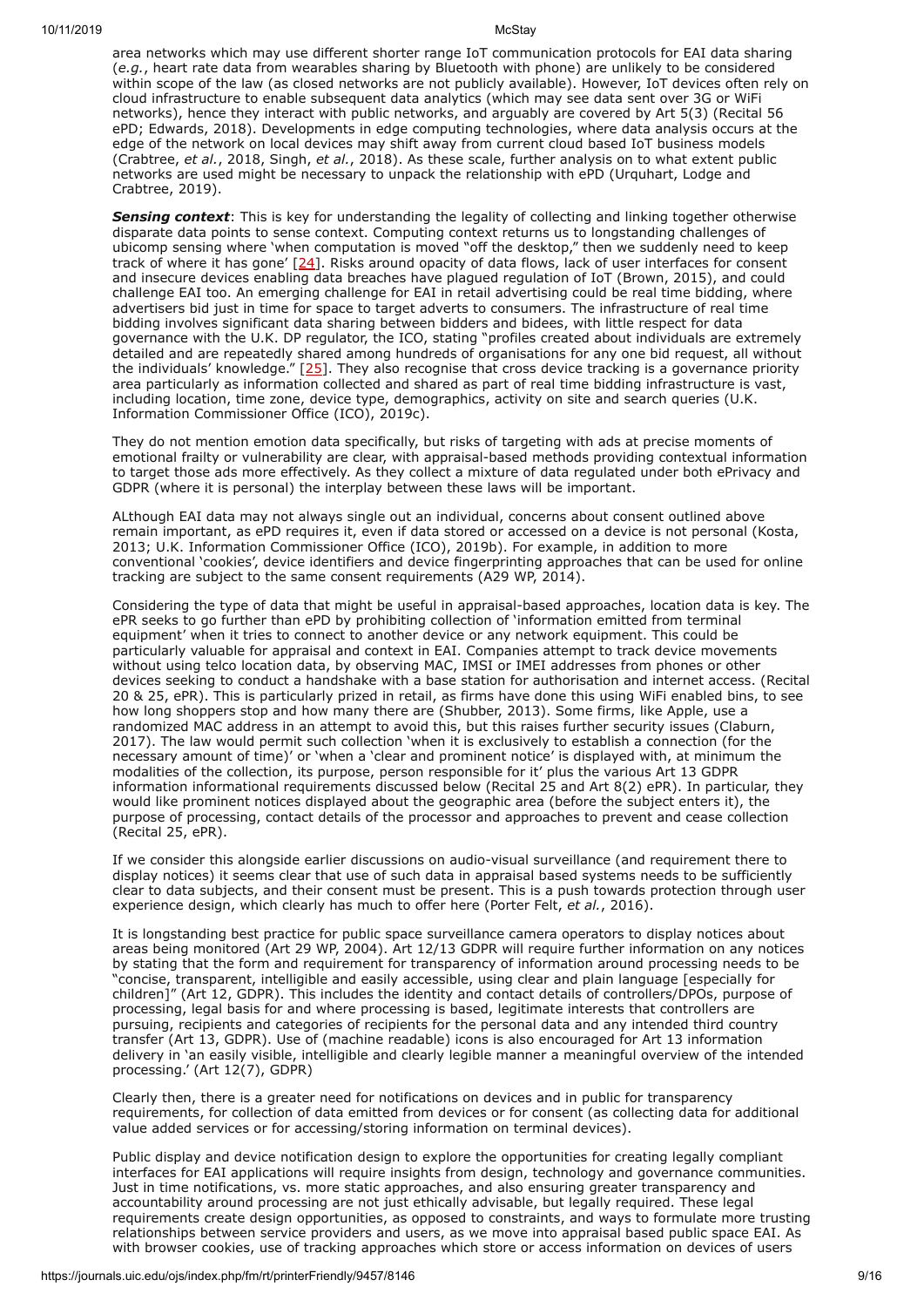area networks which may use different shorter range IoT communication protocols for EAI data sharing (*e.g.*, heart rate data from wearables sharing by Bluetooth with phone) are unlikely to be considered within scope of the law (as closed networks are not publicly available). However, IoT devices often rely on cloud infrastructure to enable subsequent data analytics (which may see data sent over 3G or WiFi networks), hence they interact with public networks, and arguably are covered by Art 5(3) (Recital 56 ePD; Edwards, 2018). Developments in edge computing technologies, where data analysis occurs at the edge of the network on local devices may shift away from current cloud based IoT business models (Crabtree, *et al.*, 2018, Singh, *et al.*, 2018). As these scale, further analysis on to what extent public networks are used might be necessary to unpack the relationship with ePD (Urquhart, Lodge and Crabtree, 2019).

***Sensing context***: This is key for understanding the legality of collecting and linking together otherwise disparate data points to sense context. Computing context returns us to longstanding challenges of ubicomp sensing where 'when computation is moved "off the desktop," then we suddenly need to keep track of where it has gone' [24]. Risks around opacity of data flows, lack of user interfaces for consent and insecure devices enabling data breaches have plagued regulation of IoT (Brown, 2015), and could challenge EAI too. An emerging challenge for EAI in retail advertising could be real time bidding, where advertisers bid just in time for space to target adverts to consumers. The infrastructure of real time bidding involves significant data sharing between bidders and bidees, with little respect for data governance with the U.K. DP regulator, the ICO, stating "profiles created about individuals are extremely detailed and are repeatedly shared among hundreds of organisations for any one bid request, all without the individuals' knowledge." [25]. They also recognise that cross device tracking is a governance priority area particularly as information collected and shared as part of real time bidding infrastructure is vast, including location, time zone, device type, demographics, activity on site and search queries (U.K. Information Commissioner Office (ICO), 2019c).

They do not mention emotion data specifically, but risks of targeting with ads at precise moments of emotional frailty or vulnerability are clear, with appraisal-based methods providing contextual information to target those ads more effectively. As they collect a mixture of data regulated under both ePrivacy and GDPR (where it is personal) the interplay between these laws will be important.

ALthough EAI data may not always single out an individual, concerns about consent outlined above remain important, as ePD requires it, even if data stored or accessed on a device is not personal (Kosta, 2013; U.K. Information Commissioner Office (ICO), 2019b). For example, in addition to more conventional 'cookies', device identifiers and device fingerprinting approaches that can be used for online tracking are subject to the same consent requirements (A29 WP, 2014).

Considering the type of data that might be useful in appraisal-based approaches, location data is key. The ePR seeks to go further than ePD by prohibiting collection of 'information emitted from terminal equipment' when it tries to connect to another device or any network equipment. This could be particularly valuable for appraisal and context in EAI. Companies attempt to track device movements without using telco location data, by observing MAC, IMSI or IMEI addresses from phones or other devices seeking to conduct a handshake with a base station for authorisation and internet access. (Recital 20 & 25, ePR). This is particularly prized in retail, as firms have done this using WiFi enabled bins, to see how long shoppers stop and how many there are (Shubber, 2013). Some firms, like Apple, use a randomized MAC address in an attempt to avoid this, but this raises further security issues (Claburn, 2017). The law would permit such collection 'when it is exclusively to establish a connection (for the necessary amount of time)' or 'when a 'clear and prominent notice' is displayed with, at minimum the modalities of the collection, its purpose, person responsible for it' plus the various Art 13 GDPR information informational requirements discussed below (Recital 25 and Art 8(2) ePR). In particular, they would like prominent notices displayed about the geographic area (before the subject enters it), the purpose of processing, contact details of the processor and approaches to prevent and cease collection (Recital 25, ePR).

If we consider this alongside earlier discussions on audio-visual surveillance (and requirement there to display notices) it seems clear that use of such data in appraisal based systems needs to be sufficiently clear to data subjects, and their consent must be present. This is a push towards protection through user experience design, which clearly has much to offer here (Porter Felt, *et al.*, 2016).

It is longstanding best practice for public space surveillance camera operators to display notices about areas being monitored (Art 29 WP, 2004). Art 12/13 GDPR will require further information on any notices by stating that the form and requirement for transparency of information around processing needs to be "concise, transparent, intelligible and easily accessible, using clear and plain language [especially for children]" (Art 12, GDPR). This includes the identity and contact details of controllers/DPOs, purpose of processing, legal basis for and where processing is based, legitimate interests that controllers are pursuing, recipients and categories of recipients for the personal data and any intended third country transfer (Art 13, GDPR). Use of (machine readable) icons is also encouraged for Art 13 information delivery in 'an easily visible, intelligible and clearly legible manner a meaningful overview of the intended processing.' (Art 12(7), GDPR)

Clearly then, there is a greater need for notifications on devices and in public for transparency requirements, for collection of data emitted from devices or for consent (as collecting data for additional value added services or for accessing/storing information on terminal devices).

Public display and device notification design to explore the opportunities for creating legally compliant interfaces for EAI applications will require insights from design, technology and governance communities. Just in time notifications, vs. more static approaches, and also ensuring greater transparency and accountability around processing are not just ethically advisable, but legally required. These legal requirements create design opportunities, as opposed to constraints, and ways to formulate more trusting relationships between service providers and users, as we move into appraisal based public space EAI. As with browser cookies, use of tracking approaches which store or access information on devices of users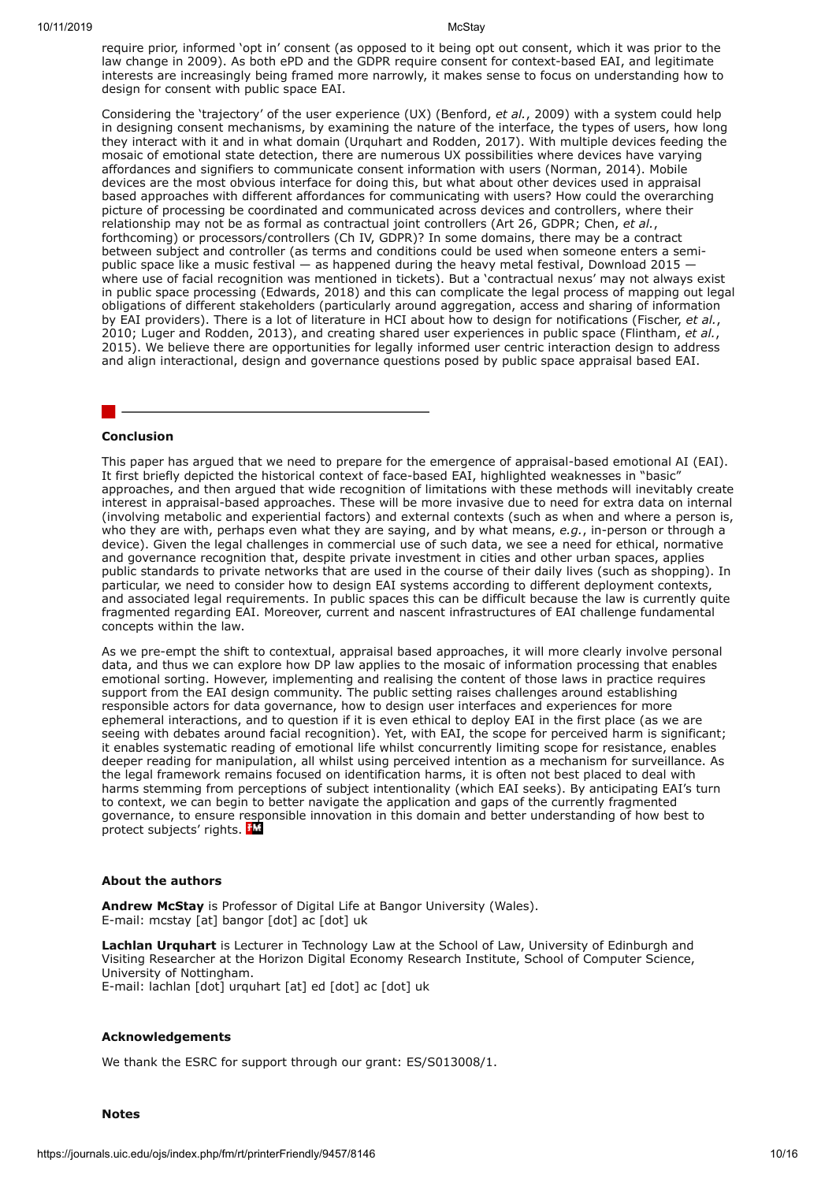require prior, informed 'opt in' consent (as opposed to it being opt out consent, which it was prior to the law change in 2009). As both ePD and the GDPR require consent for context-based EAI, and legitimate interests are increasingly being framed more narrowly, it makes sense to focus on understanding how to design for consent with public space EAI.

Considering the 'trajectory' of the user experience (UX) (Benford, *et al.*, 2009) with a system could help in designing consent mechanisms, by examining the nature of the interface, the types of users, how long they interact with it and in what domain (Urquhart and Rodden, 2017). With multiple devices feeding the mosaic of emotional state detection, there are numerous UX possibilities where devices have varying affordances and signifiers to communicate consent information with users (Norman, 2014). Mobile devices are the most obvious interface for doing this, but what about other devices used in appraisal based approaches with different affordances for communicating with users? How could the overarching picture of processing be coordinated and communicated across devices and controllers, where their relationship may not be as formal as contractual joint controllers (Art 26, GDPR; Chen, *et al.*, forthcoming) or processors/controllers (Ch IV, GDPR)? In some domains, there may be a contract between subject and controller (as terms and conditions could be used when someone enters a semi-public space like a music festival — as happened during the heavy metal festival, Download 2015 — where use of facial recognition was mentioned in tickets). But a 'contractual nexus' may not always exist in public space processing (Edwards, 2018) and this can complicate the legal process of mapping out legal obligations of different stakeholders (particularly around aggregation, access and sharing of information by EAI providers). There is a lot of literature in HCI about how to design for notifications (Fischer, *et al.*, 2010; Luger and Rodden, 2013), and creating shared user experiences in public space (Flintham, *et al.*, 2015). We believe there are opportunities for legally informed user centric interaction design to address and align interactional, design and governance questions posed by public space appraisal based EAI.

## Conclusion

This paper has argued that we need to prepare for the emergence of appraisal-based emotional AI (EAI). It first briefly depicted the historical context of face-based EAI, highlighted weaknesses in "basic" approaches, and then argued that wide recognition of limitations with these methods will inevitably create interest in appraisal-based approaches. These will be more invasive due to need for extra data on internal (involving metabolic and experiential factors) and external contexts (such as when and where a person is, who they are with, perhaps even what they are saying, and by what means, *e.g.*, in-person or through a device). Given the legal challenges in commercial use of such data, we see a need for ethical, normative and governance recognition that, despite private investment in cities and other urban spaces, applies public standards to private networks that are used in the course of their daily lives (such as shopping). In particular, we need to consider how to design EAI systems according to different deployment contexts, and associated legal requirements. In public spaces this can be difficult because the law is currently quite fragmented regarding EAI. Moreover, current and nascent infrastructures of EAI challenge fundamental concepts within the law.

As we pre-empt the shift to contextual, appraisal based approaches, it will more clearly involve personal data, and thus we can explore how DP law applies to the mosaic of information processing that enables emotional sorting. However, implementing and realising the content of those laws in practice requires support from the EAI design community. The public setting raises challenges around establishing responsible actors for data governance, how to design user interfaces and experiences for more ephemeral interactions, and to question if it is even ethical to deploy EAI in the first place (as we are seeing with debates around facial recognition). Yet, with EAI, the scope for perceived harm is significant; it enables systematic reading of emotional life whilst concurrently limiting scope for resistance, enables deeper reading for manipulation, all whilst using perceived intention as a mechanism for surveillance. As the legal framework remains focused on identification harms, it is often not best placed to deal with harms stemming from perceptions of subject intentionality (which EAI seeks). By anticipating EAI's turn to context, we can begin to better navigate the application and gaps of the currently fragmented governance, to ensure responsible innovation in this domain and better understanding of how best to protect subjects' rights.

### About the authors

**Andrew McStay** is Professor of Digital Life at Bangor University (Wales).
E-mail: mcstay [at] bangor [dot] ac [dot] uk

**Lachlan Urquhart** is Lecturer in Technology Law at the School of Law, University of Edinburgh and Visiting Researcher at the Horizon Digital Economy Research Institute, School of Computer Science, University of Nottingham.
E-mail: lachlan [dot] urquhart [at] ed [dot] ac [dot] uk

### Acknowledgements

We thank the ESRC for support through our grant: ES/S013008/1.

### Notes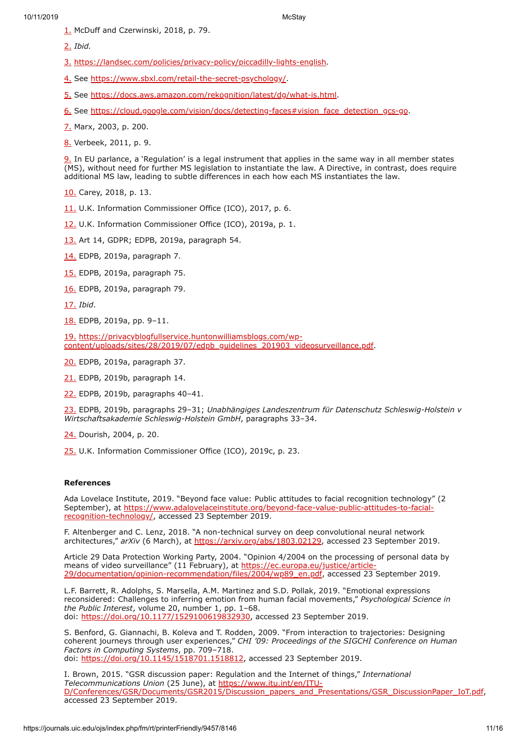1. McDuff and Czerwinski, 2018, p. 79.

2. *Ibid.*

3. https://landsec.com/policies/privacy-policy/piccadilly-lights-english.

4. See https://www.sbxl.com/retail-the-secret-psychology/.

5. See https://docs.aws.amazon.com/rekognition/latest/dg/what-is.html.

6. See https://cloud.google.com/vision/docs/detecting-faces#vision_face_detection_gcs-go.

7. Marx, 2003, p. 200.

8. Verbeek, 2011, p. 9.

9. In EU parlance, a 'Regulation' is a legal instrument that applies in the same way in all member states (MS), without need for further MS legislation to instantiate the law. A Directive, in contrast, does require additional MS law, leading to subtle differences in each how each MS instantiates the law.

10. Carey, 2018, p. 13.

11. U.K. Information Commissioner Office (ICO), 2017, p. 6.

12. U.K. Information Commissioner Office (ICO), 2019a, p. 1.

13. Art 14, GDPR; EDPB, 2019a, paragraph 54.

14. EDPB, 2019a, paragraph 7.

15. EDPB, 2019a, paragraph 75.

16. EDPB, 2019a, paragraph 79.

17. *Ibid*.

18. EDPB, 2019a, pp. 9–11.

19. https://privacyblogfullservice.huntonwilliamsblogs.com/wp-content/uploads/sites/28/2019/07/edpb_guidelines_201903_videosurveillance.pdf.

20. EDPB, 2019a, paragraph 37.

21. EDPB, 2019b, paragraph 14.

22. EDPB, 2019b, paragraphs 40–41.

23. EDPB, 2019b, paragraphs 29–31; *Unabhängiges Landeszentrum für Datenschutz Schleswig-Holstein v Wirtschaftsakademie Schleswig-Holstein GmbH*, paragraphs 33–34.

24. Dourish, 2004, p. 20.

25. U.K. Information Commissioner Office (ICO), 2019c, p. 23.

**References**

Ada Lovelace Institute, 2019. "Beyond face value: Public attitudes to facial recognition technology" (2 September), at https://www.adalovelaceinstitute.org/beyond-face-value-public-attitudes-to-facial-recognition-technology/, accessed 23 September 2019.

F. Altenberger and C. Lenz, 2018. "A non-technical survey on deep convolutional neural network architectures," *arXiv* (6 March), at https://arxiv.org/abs/1803.02129, accessed 23 September 2019.

Article 29 Data Protection Working Party, 2004. "Opinion 4/2004 on the processing of personal data by means of video surveillance" (11 February), at https://ec.europa.eu/justice/article-29/documentation/opinion-recommendation/files/2004/wp89_en.pdf, accessed 23 September 2019.

L.F. Barrett, R. Adolphs, S. Marsella, A.M. Martinez and S.D. Pollak, 2019. "Emotional expressions reconsidered: Challenges to inferring emotion from human facial movements," *Psychological Science in the Public Interest*, volume 20, number 1, pp. 1–68.
doi: https://doi.org/10.1177/1529100619832930, accessed 23 September 2019.

S. Benford, G. Giannachi, B. Koleva and T. Rodden, 2009. "From interaction to trajectories: Designing coherent journeys through user experiences," *CHI '09: Proceedings of the SIGCHI Conference on Human Factors in Computing Systems*, pp. 709–718.
doi: https://doi.org/10.1145/1518701.1518812, accessed 23 September 2019.

I. Brown, 2015. "GSR discussion paper: Regulation and the Internet of things," *International Telecommunications Union* (25 June), at https://www.itu.int/en/ITU-D/Conferences/GSR/Documents/GSR2015/Discussion_papers_and_Presentations/GSR_DiscussionPaper_IoT.pdf, accessed 23 September 2019.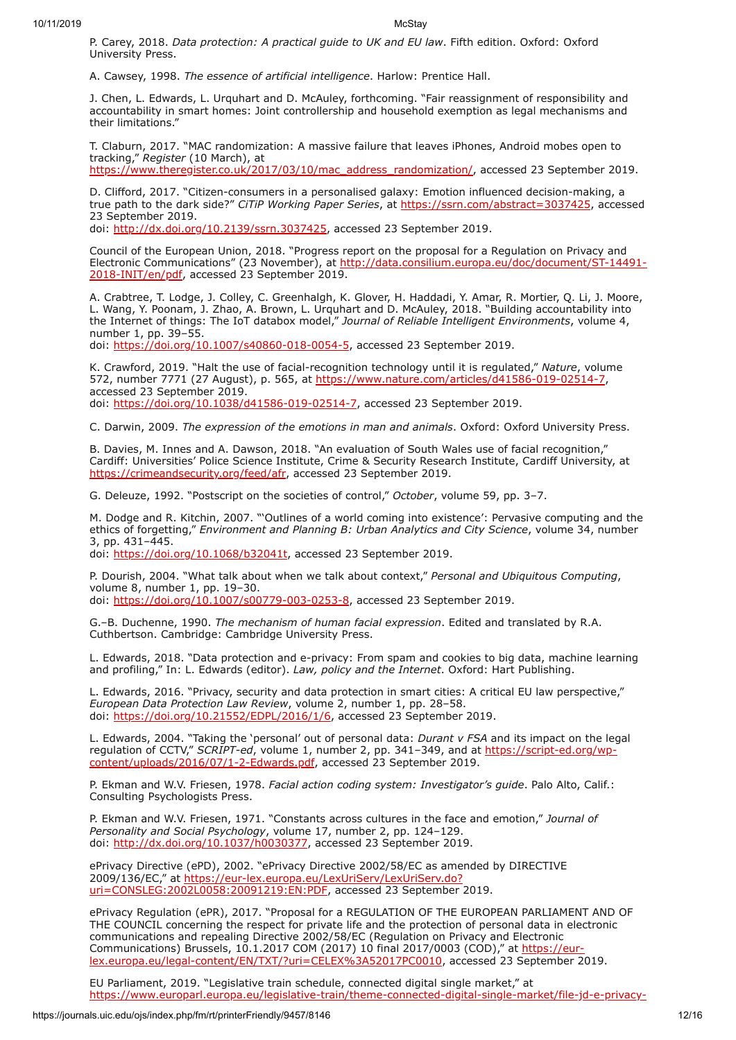P. Carey, 2018. *Data protection: A practical guide to UK and EU law*. Fifth edition. Oxford: Oxford University Press.

A. Cawsey, 1998. *The essence of artificial intelligence*. Harlow: Prentice Hall.

J. Chen, L. Edwards, L. Urquhart and D. McAuley, forthcoming. "Fair reassignment of responsibility and accountability in smart homes: Joint controllership and household exemption as legal mechanisms and their limitations."

T. Claburn, 2017. "MAC randomization: A massive failure that leaves iPhones, Android mobes open to tracking," *Register* (10 March), at https://www.theregister.co.uk/2017/03/10/mac_address_randomization/, accessed 23 September 2019.

D. Clifford, 2017. "Citizen-consumers in a personalised galaxy: Emotion influenced decision-making, a true path to the dark side?" *CiTiP Working Paper Series*, at https://ssrn.com/abstract=3037425, accessed 23 September 2019.
doi: http://dx.doi.org/10.2139/ssrn.3037425, accessed 23 September 2019.

Council of the European Union, 2018. "Progress report on the proposal for a Regulation on Privacy and Electronic Communications" (23 November), at http://data.consilium.europa.eu/doc/document/ST-14491-2018-INIT/en/pdf, accessed 23 September 2019.

A. Crabtree, T. Lodge, J. Colley, C. Greenhalgh, K. Glover, H. Haddadi, Y. Amar, R. Mortier, Q. Li, J. Moore, L. Wang, Y. Poonam, J. Zhao, A. Brown, L. Urquhart and D. McAuley, 2018. "Building accountability into the Internet of things: The IoT databox model," *Journal of Reliable Intelligent Environments*, volume 4, number 1, pp. 39–55.
doi: https://doi.org/10.1007/s40860-018-0054-5, accessed 23 September 2019.

K. Crawford, 2019. "Halt the use of facial-recognition technology until it is regulated," *Nature*, volume 572, number 7771 (27 August), p. 565, at https://www.nature.com/articles/d41586-019-02514-7, accessed 23 September 2019.
doi: https://doi.org/10.1038/d41586-019-02514-7, accessed 23 September 2019.

C. Darwin, 2009. *The expression of the emotions in man and animals*. Oxford: Oxford University Press.

B. Davies, M. Innes and A. Dawson, 2018. "An evaluation of South Wales use of facial recognition," Cardiff: Universities' Police Science Institute, Crime & Security Research Institute, Cardiff University, at https://crimeandsecurity.org/feed/afr, accessed 23 September 2019.

G. Deleuze, 1992. "Postscript on the societies of control," *October*, volume 59, pp. 3–7.

M. Dodge and R. Kitchin, 2007. "'Outlines of a world coming into existence': Pervasive computing and the ethics of forgetting," *Environment and Planning B: Urban Analytics and City Science*, volume 34, number 3, pp. 431–445.
doi: https://doi.org/10.1068/b32041t, accessed 23 September 2019.

P. Dourish, 2004. "What talk about when we talk about context," *Personal and Ubiquitous Computing*, volume 8, number 1, pp. 19–30.
doi: https://doi.org/10.1007/s00779-003-0253-8, accessed 23 September 2019.

G.–B. Duchenne, 1990. *The mechanism of human facial expression*. Edited and translated by R.A. Cuthbertson. Cambridge: Cambridge University Press.

L. Edwards, 2018. "Data protection and e-privacy: From spam and cookies to big data, machine learning and profiling," In: L. Edwards (editor). *Law, policy and the Internet*. Oxford: Hart Publishing.

L. Edwards, 2016. "Privacy, security and data protection in smart cities: A critical EU law perspective," *European Data Protection Law Review*, volume 2, number 1, pp. 28–58.
doi: https://doi.org/10.21552/EDPL/2016/1/6, accessed 23 September 2019.

L. Edwards, 2004. "Taking the 'personal' out of personal data: *Durant v FSA* and its impact on the legal regulation of CCTV," *SCRIPT-ed*, volume 1, number 2, pp. 341–349, and at https://script-ed.org/wp-content/uploads/2016/07/1-2-Edwards.pdf, accessed 23 September 2019.

P. Ekman and W.V. Friesen, 1978. *Facial action coding system: Investigator's guide*. Palo Alto, Calif.: Consulting Psychologists Press.

P. Ekman and W.V. Friesen, 1971. "Constants across cultures in the face and emotion," *Journal of Personality and Social Psychology*, volume 17, number 2, pp. 124–129.
doi: http://dx.doi.org/10.1037/h0030377, accessed 23 September 2019.

ePrivacy Directive (ePD), 2002. "ePrivacy Directive 2002/58/EC as amended by DIRECTIVE 2009/136/EC," at https://eur-lex.europa.eu/LexUriServ/LexUriServ.do?uri=CONSLEG:2002L0058:20091219:EN:PDF, accessed 23 September 2019.

ePrivacy Regulation (ePR), 2017. "Proposal for a REGULATION OF THE EUROPEAN PARLIAMENT AND OF THE COUNCIL concerning the respect for private life and the protection of personal data in electronic communications and repealing Directive 2002/58/EC (Regulation on Privacy and Electronic Communications) Brussels, 10.1.2017 COM (2017) 10 final 2017/0003 (COD)," at https://eur-lex.europa.eu/legal-content/EN/TXT/?uri=CELEX%3A52017PC0010, accessed 23 September 2019.

EU Parliament, 2019. "Legislative train schedule, connected digital single market," at https://www.europarl.europa.eu/legislative-train/theme-connected-digital-single-market/file-jd-e-privacy-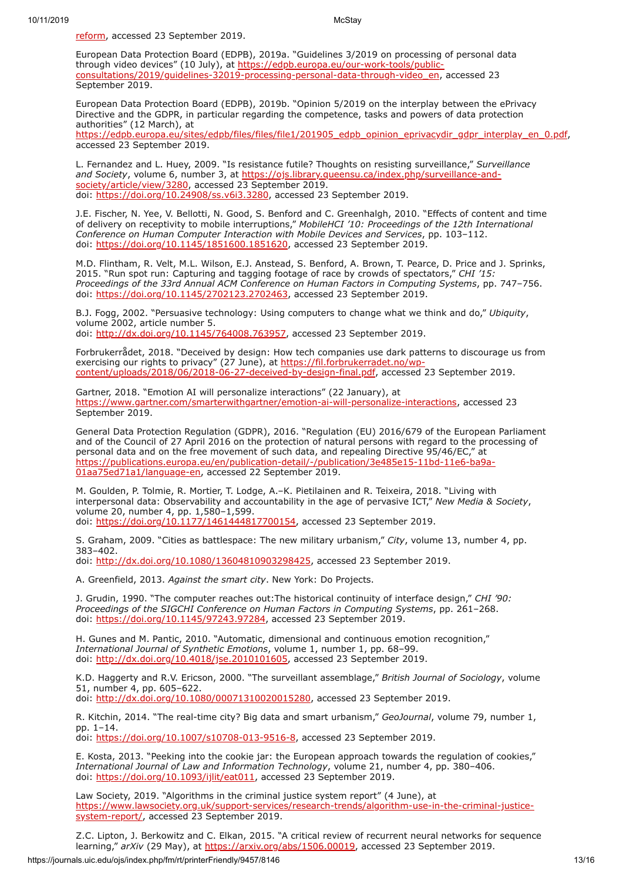reform, accessed 23 September 2019.

European Data Protection Board (EDPB), 2019a. "Guidelines 3/2019 on processing of personal data through video devices" (10 July), at https://edpb.europa.eu/our-work-tools/public-consultations/2019/guidelines-32019-processing-personal-data-through-video_en, accessed 23 September 2019.

European Data Protection Board (EDPB), 2019b. "Opinion 5/2019 on the interplay between the ePrivacy Directive and the GDPR, in particular regarding the competence, tasks and powers of data protection authorities" (12 March), at https://edpb.europa.eu/sites/edpb/files/files/file1/201905_edpb_opinion_eprivacydir_gdpr_interplay_en_0.pdf, accessed 23 September 2019.

L. Fernandez and L. Huey, 2009. "Is resistance futile? Thoughts on resisting surveillance," *Surveillance and Society*, volume 6, number 3, at https://ojs.library.queensu.ca/index.php/surveillance-and-society/article/view/3280, accessed 23 September 2019.
doi: https://doi.org/10.24908/ss.v6i3.3280, accessed 23 September 2019.

J.E. Fischer, N. Yee, V. Bellotti, N. Good, S. Benford and C. Greenhalgh, 2010. "Effects of content and time of delivery on receptivity to mobile interruptions," *MobileHCI '10: Proceedings of the 12th International Conference on Human Computer Interaction with Mobile Devices and Services*, pp. 103–112.
doi: https://doi.org/10.1145/1851600.1851620, accessed 23 September 2019.

M.D. Flintham, R. Velt, M.L. Wilson, E.J. Anstead, S. Benford, A. Brown, T. Pearce, D. Price and J. Sprinks, 2015. "Run spot run: Capturing and tagging footage of race by crowds of spectators," *CHI '15: Proceedings of the 33rd Annual ACM Conference on Human Factors in Computing Systems*, pp. 747–756.
doi: https://doi.org/10.1145/2702123.2702463, accessed 23 September 2019.

B.J. Fogg, 2002. "Persuasive technology: Using computers to change what we think and do," *Ubiquity*, volume 2002, article number 5.
doi: http://dx.doi.org/10.1145/764008.763957, accessed 23 September 2019.

Forbrukerrådet, 2018. "Deceived by design: How tech companies use dark patterns to discourage us from exercising our rights to privacy" (27 June), at https://fil.forbrukerradet.no/wp-content/uploads/2018/06/2018-06-27-deceived-by-design-final.pdf, accessed 23 September 2019.

Gartner, 2018. "Emotion AI will personalize interactions" (22 January), at https://www.gartner.com/smarterwithgartner/emotion-ai-will-personalize-interactions, accessed 23 September 2019.

General Data Protection Regulation (GDPR), 2016. "Regulation (EU) 2016/679 of the European Parliament and of the Council of 27 April 2016 on the protection of natural persons with regard to the processing of personal data and on the free movement of such data, and repealing Directive 95/46/EC," at https://publications.europa.eu/en/publication-detail/-/publication/3e485e15-11bd-11e6-ba9a-01aa75ed71a1/language-en, accessed 22 September 2019.

M. Goulden, P. Tolmie, R. Mortier, T. Lodge, A.–K. Pietilainen and R. Teixeira, 2018. "Living with interpersonal data: Observability and accountability in the age of pervasive ICT," *New Media & Society*, volume 20, number 4, pp. 1,580–1,599.
doi: https://doi.org/10.1177/1461444817700154, accessed 23 September 2019.

S. Graham, 2009. "Cities as battlespace: The new military urbanism," *City*, volume 13, number 4, pp. 383–402.
doi: http://dx.doi.org/10.1080/13604810903298425, accessed 23 September 2019.

A. Greenfield, 2013. *Against the smart city*. New York: Do Projects.

J. Grudin, 1990. "The computer reaches out:The historical continuity of interface design," *CHI '90: Proceedings of the SIGCHI Conference on Human Factors in Computing Systems*, pp. 261–268.
doi: https://doi.org/10.1145/97243.97284, accessed 23 September 2019.

H. Gunes and M. Pantic, 2010. "Automatic, dimensional and continuous emotion recognition," *International Journal of Synthetic Emotions*, volume 1, number 1, pp. 68–99.
doi: http://dx.doi.org/10.4018/jse.2010101605, accessed 23 September 2019.

K.D. Haggerty and R.V. Ericson, 2000. "The surveillant assemblage," *British Journal of Sociology*, volume 51, number 4, pp. 605–622.
doi: http://dx.doi.org/10.1080/00071310020015280, accessed 23 September 2019.

R. Kitchin, 2014. "The real-time city? Big data and smart urbanism," *GeoJournal*, volume 79, number 1, pp. 1–14.
doi: https://doi.org/10.1007/s10708-013-9516-8, accessed 23 September 2019.

E. Kosta, 2013. "Peeking into the cookie jar: the European approach towards the regulation of cookies," *International Journal of Law and Information Technology*, volume 21, number 4, pp. 380–406.
doi: https://doi.org/10.1093/ijlit/eat011, accessed 23 September 2019.

Law Society, 2019. "Algorithms in the criminal justice system report" (4 June), at https://www.lawsociety.org.uk/support-services/research-trends/algorithm-use-in-the-criminal-justice-system-report/, accessed 23 September 2019.

Z.C. Lipton, J. Berkowitz and C. Elkan, 2015. "A critical review of recurrent neural networks for sequence learning," *arXiv* (29 May), at https://arxiv.org/abs/1506.00019, accessed 23 September 2019.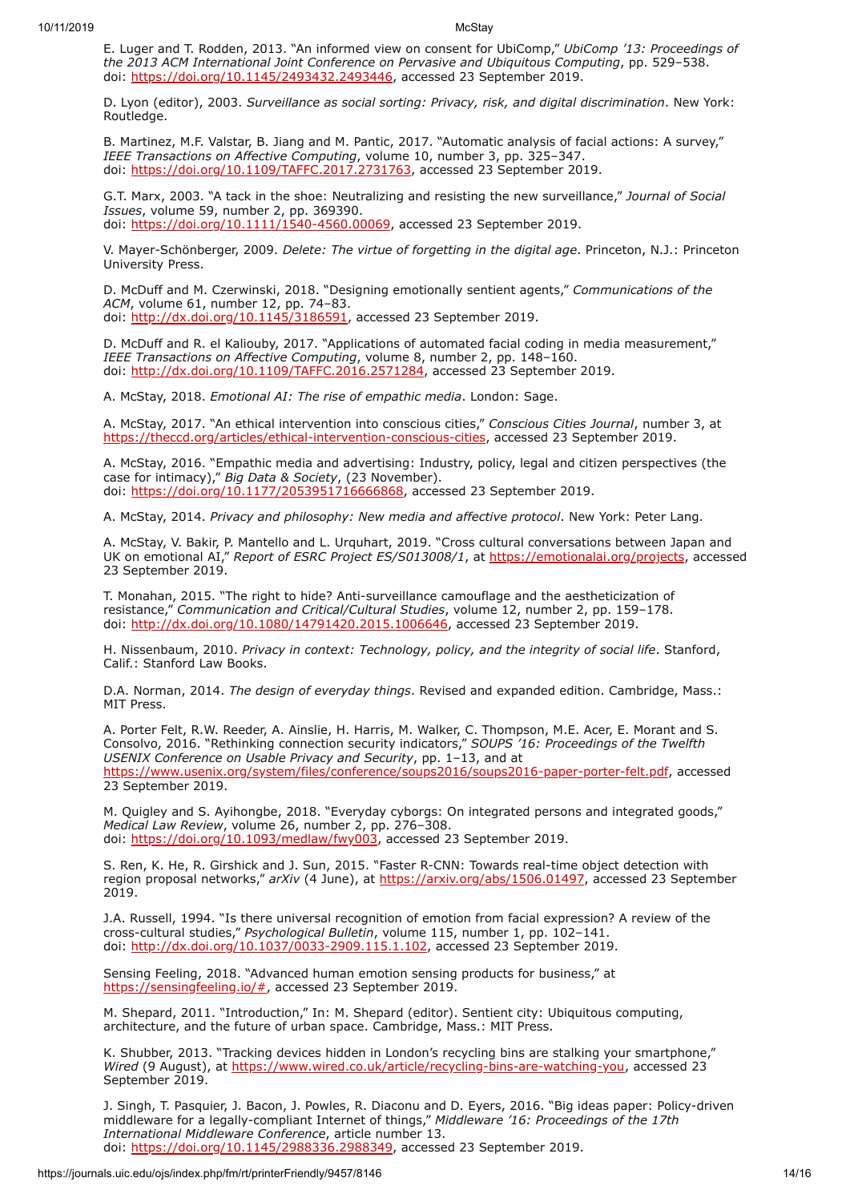E. Luger and T. Rodden, 2013. "An informed view on consent for UbiComp," *UbiComp '13: Proceedings of the 2013 ACM International Joint Conference on Pervasive and Ubiquitous Computing*, pp. 529–538. doi: https://doi.org/10.1145/2493432.2493446, accessed 23 September 2019.

D. Lyon (editor), 2003. *Surveillance as social sorting: Privacy, risk, and digital discrimination*. New York: Routledge.

B. Martinez, M.F. Valstar, B. Jiang and M. Pantic, 2017. "Automatic analysis of facial actions: A survey," *IEEE Transactions on Affective Computing*, volume 10, number 3, pp. 325–347. doi: https://doi.org/10.1109/TAFFC.2017.2731763, accessed 23 September 2019.

G.T. Marx, 2003. "A tack in the shoe: Neutralizing and resisting the new surveillance," *Journal of Social Issues*, volume 59, number 2, pp. 369390. doi: https://doi.org/10.1111/1540-4560.00069, accessed 23 September 2019.

V. Mayer-Schönberger, 2009. *Delete: The virtue of forgetting in the digital age*. Princeton, N.J.: Princeton University Press.

D. McDuff and M. Czerwinski, 2018. "Designing emotionally sentient agents," *Communications of the ACM*, volume 61, number 12, pp. 74–83. doi: http://dx.doi.org/10.1145/3186591, accessed 23 September 2019.

D. McDuff and R. el Kaliouby, 2017. "Applications of automated facial coding in media measurement," *IEEE Transactions on Affective Computing*, volume 8, number 2, pp. 148–160. doi: http://dx.doi.org/10.1109/TAFFC.2016.2571284, accessed 23 September 2019.

A. McStay, 2018. *Emotional AI: The rise of empathic media*. London: Sage.

A. McStay, 2017. "An ethical intervention into conscious cities," *Conscious Cities Journal*, number 3, at https://theccd.org/articles/ethical-intervention-conscious-cities, accessed 23 September 2019.

A. McStay, 2016. "Empathic media and advertising: Industry, policy, legal and citizen perspectives (the case for intimacy)," *Big Data & Society*, (23 November). doi: https://doi.org/10.1177/2053951716666868, accessed 23 September 2019.

A. McStay, 2014. *Privacy and philosophy: New media and affective protocol*. New York: Peter Lang.

A. McStay, V. Bakir, P. Mantello and L. Urquhart, 2019. "Cross cultural conversations between Japan and UK on emotional AI," *Report of ESRC Project ES/S013008/1*, at https://emotionalai.org/projects, accessed 23 September 2019.

T. Monahan, 2015. "The right to hide? Anti-surveillance camouflage and the aestheticization of resistance," *Communication and Critical/Cultural Studies*, volume 12, number 2, pp. 159–178. doi: http://dx.doi.org/10.1080/14791420.2015.1006646, accessed 23 September 2019.

H. Nissenbaum, 2010. *Privacy in context: Technology, policy, and the integrity of social life*. Stanford, Calif.: Stanford Law Books.

D.A. Norman, 2014. *The design of everyday things*. Revised and expanded edition. Cambridge, Mass.: MIT Press.

A. Porter Felt, R.W. Reeder, A. Ainslie, H. Harris, M. Walker, C. Thompson, M.E. Acer, E. Morant and S. Consolvo, 2016. "Rethinking connection security indicators," *SOUPS '16: Proceedings of the Twelfth USENIX Conference on Usable Privacy and Security*, pp. 1–13, and at https://www.usenix.org/system/files/conference/soups2016/soups2016-paper-porter-felt.pdf, accessed 23 September 2019.

M. Quigley and S. Ayihongbe, 2018. "Everyday cyborgs: On integrated persons and integrated goods," *Medical Law Review*, volume 26, number 2, pp. 276–308. doi: https://doi.org/10.1093/medlaw/fwy003, accessed 23 September 2019.

S. Ren, K. He, R. Girshick and J. Sun, 2015. "Faster R-CNN: Towards real-time object detection with region proposal networks," *arXiv* (4 June), at https://arxiv.org/abs/1506.01497, accessed 23 September 2019.

J.A. Russell, 1994. "Is there universal recognition of emotion from facial expression? A review of the cross-cultural studies," *Psychological Bulletin*, volume 115, number 1, pp. 102–141. doi: http://dx.doi.org/10.1037/0033-2909.115.1.102, accessed 23 September 2019.

Sensing Feeling, 2018. "Advanced human emotion sensing products for business," at https://sensingfeeling.io/#, accessed 23 September 2019.

M. Shepard, 2011. "Introduction," In: M. Shepard (editor). Sentient city: Ubiquitous computing, architecture, and the future of urban space. Cambridge, Mass.: MIT Press.

K. Shubber, 2013. "Tracking devices hidden in London's recycling bins are stalking your smartphone," *Wired* (9 August), at https://www.wired.co.uk/article/recycling-bins-are-watching-you, accessed 23 September 2019.

J. Singh, T. Pasquier, J. Bacon, J. Powles, R. Diaconu and D. Eyers, 2016. "Big ideas paper: Policy-driven middleware for a legally-compliant Internet of things," *Middleware '16: Proceedings of the 17th International Middleware Conference*, article number 13. doi: https://doi.org/10.1145/2988336.2988349, accessed 23 September 2019.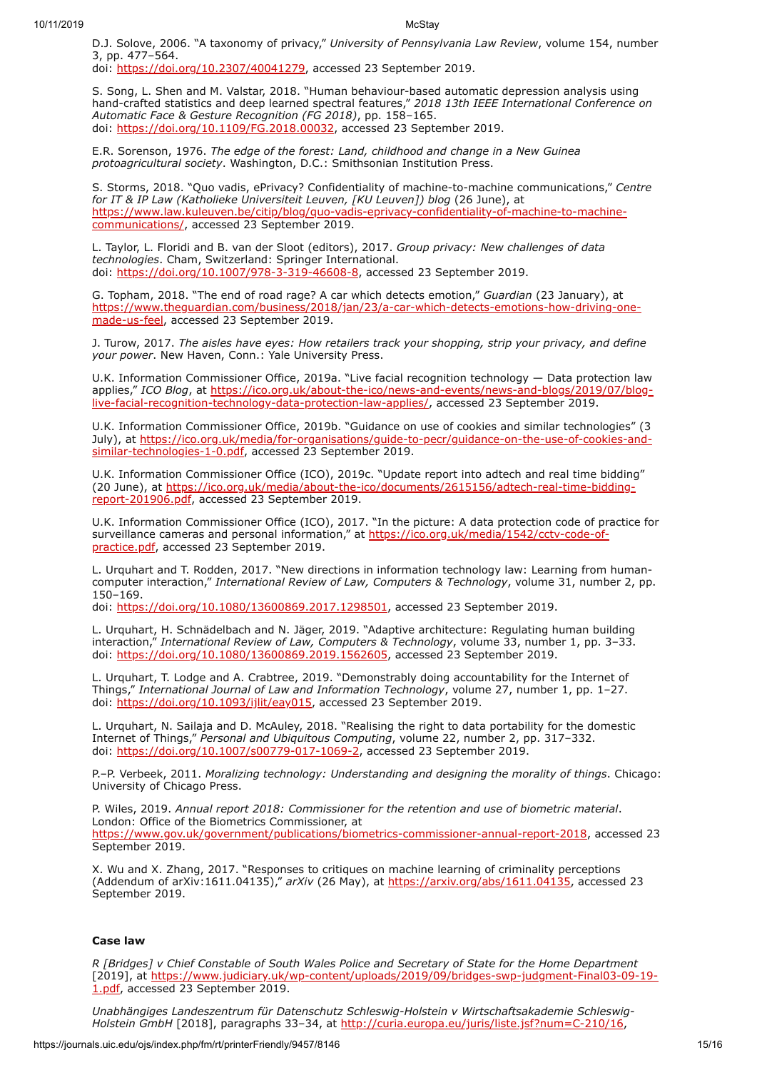D.J. Solove, 2006. "A taxonomy of privacy," *University of Pennsylvania Law Review*, volume 154, number 3, pp. 477–564.
doi: https://doi.org/10.2307/40041279, accessed 23 September 2019.

S. Song, L. Shen and M. Valstar, 2018. "Human behaviour-based automatic depression analysis using hand-crafted statistics and deep learned spectral features," *2018 13th IEEE International Conference on Automatic Face & Gesture Recognition (FG 2018)*, pp. 158–165.
doi: https://doi.org/10.1109/FG.2018.00032, accessed 23 September 2019.

E.R. Sorenson, 1976. *The edge of the forest: Land, childhood and change in a New Guinea protoagricultural society*. Washington, D.C.: Smithsonian Institution Press.

S. Storms, 2018. "Quo vadis, ePrivacy? Confidentiality of machine-to-machine communications," *Centre for IT & IP Law (Katholieke Universiteit Leuven, [KU Leuven]) blog* (26 June), at https://www.law.kuleuven.be/citip/blog/quo-vadis-eprivacy-confidentiality-of-machine-to-machine-communications/, accessed 23 September 2019.

L. Taylor, L. Floridi and B. van der Sloot (editors), 2017. *Group privacy: New challenges of data technologies*. Cham, Switzerland: Springer International.
doi: https://doi.org/10.1007/978-3-319-46608-8, accessed 23 September 2019.

G. Topham, 2018. "The end of road rage? A car which detects emotion," *Guardian* (23 January), at https://www.theguardian.com/business/2018/jan/23/a-car-which-detects-emotions-how-driving-one-made-us-feel, accessed 23 September 2019.

J. Turow, 2017. *The aisles have eyes: How retailers track your shopping, strip your privacy, and define your power*. New Haven, Conn.: Yale University Press.

U.K. Information Commissioner Office, 2019a. "Live facial recognition technology — Data protection law applies," *ICO Blog*, at https://ico.org.uk/about-the-ico/news-and-events/news-and-blogs/2019/07/blog-live-facial-recognition-technology-data-protection-law-applies/, accessed 23 September 2019.

U.K. Information Commissioner Office, 2019b. "Guidance on use of cookies and similar technologies" (3 July), at https://ico.org.uk/media/for-organisations/guide-to-pecr/guidance-on-the-use-of-cookies-and-similar-technologies-1-0.pdf, accessed 23 September 2019.

U.K. Information Commissioner Office (ICO), 2019c. "Update report into adtech and real time bidding" (20 June), at https://ico.org.uk/media/about-the-ico/documents/2615156/adtech-real-time-bidding-report-201906.pdf, accessed 23 September 2019.

U.K. Information Commissioner Office (ICO), 2017. "In the picture: A data protection code of practice for surveillance cameras and personal information," at https://ico.org.uk/media/1542/cctv-code-of-practice.pdf, accessed 23 September 2019.

L. Urquhart and T. Rodden, 2017. "New directions in information technology law: Learning from human-computer interaction," *International Review of Law, Computers & Technology*, volume 31, number 2, pp. 150–169.
doi: https://doi.org/10.1080/13600869.2017.1298501, accessed 23 September 2019.

L. Urquhart, H. Schnädelbach and N. Jäger, 2019. "Adaptive architecture: Regulating human building interaction," *International Review of Law, Computers & Technology*, volume 33, number 1, pp. 3–33.
doi: https://doi.org/10.1080/13600869.2019.1562605, accessed 23 September 2019.

L. Urquhart, T. Lodge and A. Crabtree, 2019. "Demonstrably doing accountability for the Internet of Things," *International Journal of Law and Information Technology*, volume 27, number 1, pp. 1–27.
doi: https://doi.org/10.1093/ijlit/eay015, accessed 23 September 2019.

L. Urquhart, N. Sailaja and D. McAuley, 2018. "Realising the right to data portability for the domestic Internet of Things," *Personal and Ubiquitous Computing*, volume 22, number 2, pp. 317–332.
doi: https://doi.org/10.1007/s00779-017-1069-2, accessed 23 September 2019.

P.–P. Verbeek, 2011. *Moralizing technology: Understanding and designing the morality of things*. Chicago: University of Chicago Press.

P. Wiles, 2019. *Annual report 2018: Commissioner for the retention and use of biometric material*. London: Office of the Biometrics Commissioner, at https://www.gov.uk/government/publications/biometrics-commissioner-annual-report-2018, accessed 23 September 2019.

X. Wu and X. Zhang, 2017. "Responses to critiques on machine learning of criminality perceptions (Addendum of arXiv:1611.04135)," *arXiv* (26 May), at https://arxiv.org/abs/1611.04135, accessed 23 September 2019.

**Case law**

*R [Bridges] v Chief Constable of South Wales Police and Secretary of State for the Home Department* [2019], at https://www.judiciary.uk/wp-content/uploads/2019/09/bridges-swp-judgment-Final03-09-19-1.pdf, accessed 23 September 2019.

*Unabhängiges Landeszentrum für Datenschutz Schleswig-Holstein v Wirtschaftsakademie Schleswig-Holstein GmbH* [2018], paragraphs 33–34, at http://curia.europa.eu/juris/liste.jsf?num=C-210/16,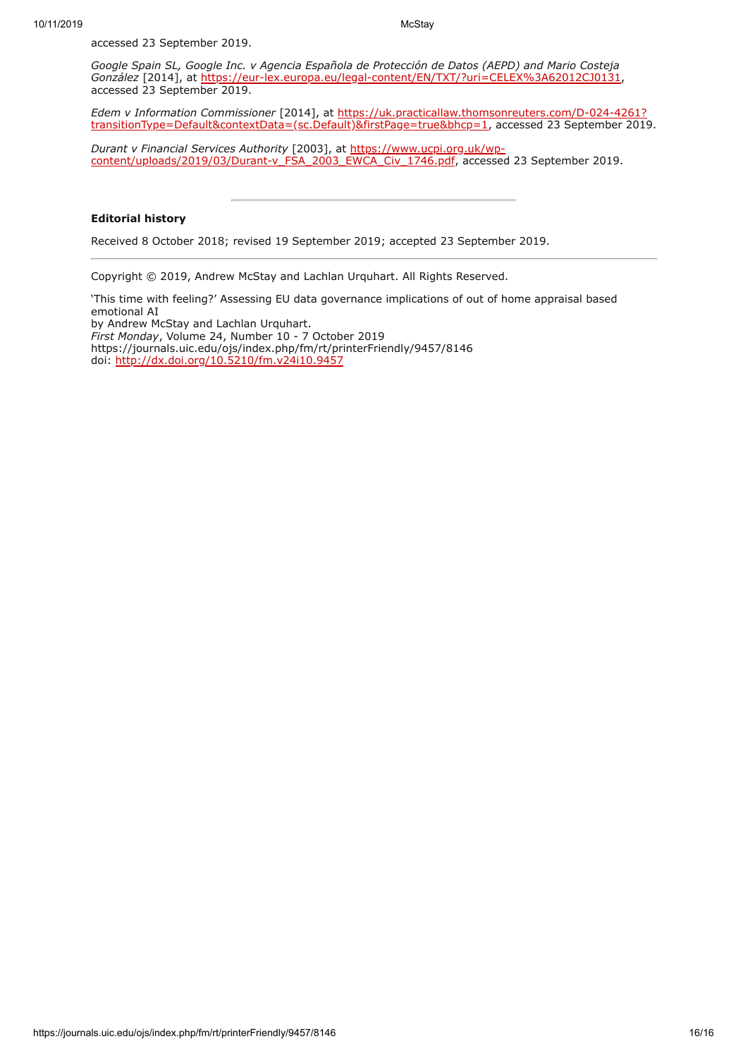accessed 23 September 2019.

*Google Spain SL, Google Inc. v Agencia Española de Protección de Datos (AEPD) and Mario Costeja González* [2014], at https://eur-lex.europa.eu/legal-content/EN/TXT/?uri=CELEX%3A62012CJ0131, accessed 23 September 2019.

*Edem v Information Commissioner* [2014], at https://uk.practicallaw.thomsonreuters.com/D-024-4261?transitionType=Default&contextData=(sc.Default)&firstPage=true&bhcp=1, accessed 23 September 2019.

*Durant v Financial Services Authority* [2003], at https://www.ucpi.org.uk/wp-content/uploads/2019/03/Durant-v_FSA_2003_EWCA_Civ_1746.pdf, accessed 23 September 2019.

---

**Editorial history**

Received 8 October 2018; revised 19 September 2019; accepted 23 September 2019.

---

Copyright © 2019, Andrew McStay and Lachlan Urquhart. All Rights Reserved.

'This time with feeling?' Assessing EU data governance implications of out of home appraisal based emotional AI
by Andrew McStay and Lachlan Urquhart.
*First Monday*, Volume 24, Number 10 - 7 October 2019
https://journals.uic.edu/ojs/index.php/fm/rt/printerFriendly/9457/8146
doi: http://dx.doi.org/10.5210/fm.v24i10.9457